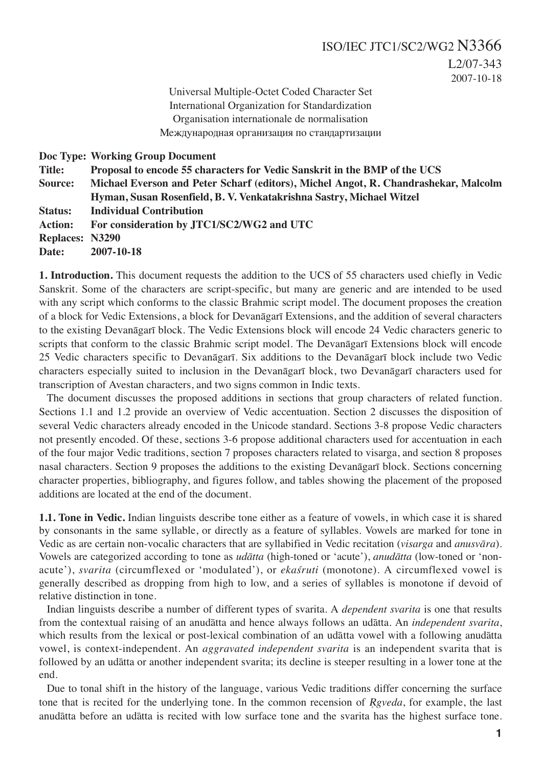ISO/IEC JTC1/SC2/WG2 N3366

L2/07-343

2007-10-18

Universal Multiple-Octet Coded Character Set
International Organization for Standardization
Organisation internationale de normalisation
Международная организация по стандартизации

**Doc Type: Working Group Document**
**Title: Proposal to encode 55 characters for Vedic Sanskrit in the BMP of the UCS**
**Source: Michael Everson and Peter Scharf (editors), Michel Angot, R. Chandrashekar, Malcolm Hyman, Susan Rosenfield, B. V. Venkatakrishna Sastry, Michael Witzel**
**Status: Individual Contribution**
**Action: For consideration by JTC1/SC2/WG2 and UTC**
**Replaces: N3290**
**Date: 2007-10-18**

**1. Introduction.** This document requests the addition to the UCS of 55 characters used chiefly in Vedic Sanskrit. Some of the characters are script-specific, but many are generic and are intended to be used with any script which conforms to the classic Brahmic script model. The document proposes the creation of a block for Vedic Extensions, a block for Devanāgarī Extensions, and the addition of several characters to the existing Devanāgarī block. The Vedic Extensions block will encode 24 Vedic characters generic to scripts that conform to the classic Brahmic script model. The Devanāgarī Extensions block will encode 25 Vedic characters specific to Devanāgarī. Six additions to the Devanāgarī block include two Vedic characters especially suited to inclusion in the Devanāgarī block, two Devanāgarī characters used for transcription of Avestan characters, and two signs common in Indic texts.

The document discusses the proposed additions in sections that group characters of related function. Sections 1.1 and 1.2 provide an overview of Vedic accentuation. Section 2 discusses the disposition of several Vedic characters already encoded in the Unicode standard. Sections 3-8 propose Vedic characters not presently encoded. Of these, sections 3-6 propose additional characters used for accentuation in each of the four major Vedic traditions, section 7 proposes characters related to visarga, and section 8 proposes nasal characters. Section 9 proposes the additions to the existing Devanāgarī block. Sections concerning character properties, bibliography, and figures follow, and tables showing the placement of the proposed additions are located at the end of the document.

**1.1. Tone in Vedic.** Indian linguists describe tone either as a feature of vowels, in which case it is shared by consonants in the same syllable, or directly as a feature of syllables. Vowels are marked for tone in Vedic as are certain non-vocalic characters that are syllabified in Vedic recitation (*visarga* and *anusvāra*). Vowels are categorized according to tone as *udātta* (high-toned or 'acute'), *anudātta* (low-toned or 'non-acute'), *svarita* (circumflexed or 'modulated'), or *ekaśruti* (monotone). A circumflexed vowel is generally described as dropping from high to low, and a series of syllables is monotone if devoid of relative distinction in tone.

Indian linguists describe a number of different types of svarita. A *dependent svarita* is one that results from the contextual raising of an anudātta and hence always follows an udātta. An *independent svarita*, which results from the lexical or post-lexical combination of an udātta vowel with a following anudātta vowel, is context-independent. An *aggravated independent svarita* is an independent svarita that is followed by an udātta or another independent svarita; its decline is steeper resulting in a lower tone at the end.

Due to tonal shift in the history of the language, various Vedic traditions differ concerning the surface tone that is recited for the underlying tone. In the common recension of *Ṛgveda*, for example, the last anudātta before an udātta is recited with low surface tone and the svarita has the highest surface tone.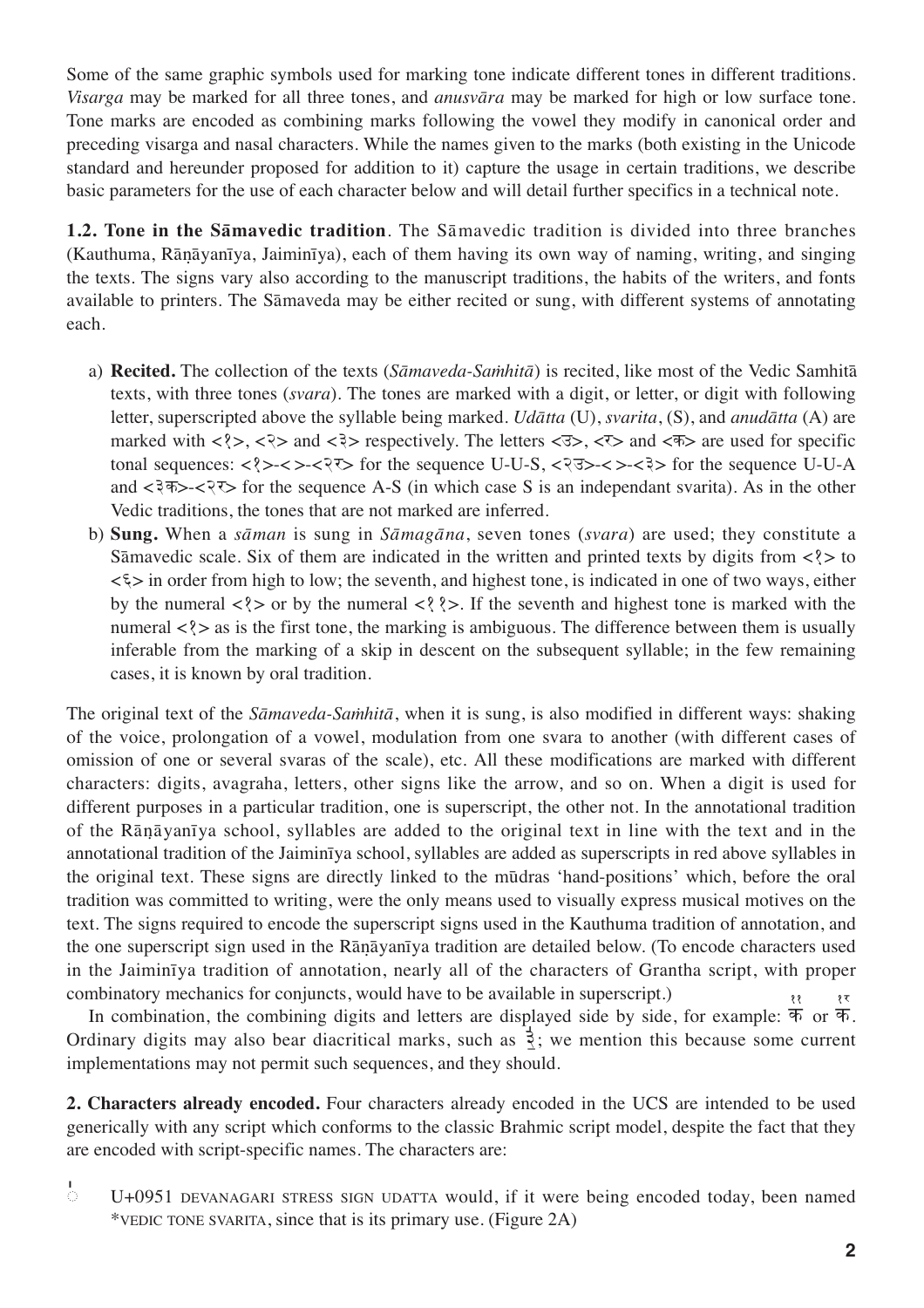Some of the same graphic symbols used for marking tone indicate different tones in different traditions. *Visarga* may be marked for all three tones, and *anusvāra* may be marked for high or low surface tone. Tone marks are encoded as combining marks following the vowel they modify in canonical order and preceding visarga and nasal characters. While the names given to the marks (both existing in the Unicode standard and hereunder proposed for addition to it) capture the usage in certain traditions, we describe basic parameters for the use of each character below and will detail further specifics in a technical note.

**1.2. Tone in the Sāmavedic tradition**. The Sāmavedic tradition is divided into three branches (Kauthuma, Rāṇāyanīya, Jaiminīya), each of them having its own way of naming, writing, and singing the texts. The signs vary also according to the manuscript traditions, the habits of the writers, and fonts available to printers. The Sāmaveda may be either recited or sung, with different systems of annotating each.

a) **Recited.** The collection of the texts (*Sāmaveda-Saṁhitā*) is recited, like most of the Vedic Samhitā texts, with three tones (*svara*). The tones are marked with a digit, or letter, or digit with following letter, superscripted above the syllable being marked. *Udātta* (U), *svarita*, (S), and *anudātta* (A) are marked with <१>, <२> and <३> respectively. The letters <उ>, <र> and <क> are used for specific tonal sequences: <१>-< >-<२र> for the sequence U-U-S, <२उ>-< >-<३> for the sequence U-U-A and <३क>-<२र> for the sequence A-S (in which case S is an independant svarita). As in the other Vedic traditions, the tones that are not marked are inferred.

b) **Sung.** When a *sāman* is sung in *Sāmagāna*, seven tones (*svara*) are used; they constitute a Sāmavedic scale. Six of them are indicated in the written and printed texts by digits from <१> to <६> in order from high to low; the seventh, and highest tone, is indicated in one of two ways, either by the numeral <१> or by the numeral <११>. If the seventh and highest tone is marked with the numeral <१> as is the first tone, the marking is ambiguous. The difference between them is usually inferable from the marking of a skip in descent on the subsequent syllable; in the few remaining cases, it is known by oral tradition.

The original text of the *Sāmaveda-Saṁhitā*, when it is sung, is also modified in different ways: shaking of the voice, prolongation of a vowel, modulation from one svara to another (with different cases of omission of one or several svaras of the scale), etc. All these modifications are marked with different characters: digits, avagraha, letters, other signs like the arrow, and so on. When a digit is used for different purposes in a particular tradition, one is superscript, the other not. In the annotational tradition of the Rāṇāyanīya school, syllables are added to the original text in line with the text and in the annotational tradition of the Jaiminīya school, syllables are added as superscripts in red above syllables in the original text. These signs are directly linked to the mūdras 'hand-positions' which, before the oral tradition was committed to writing, were the only means used to visually express musical motives on the text. The signs required to encode the superscript signs used in the Kauthuma tradition of annotation, and the one superscript sign used in the Rāṇāyanīya tradition are detailed below. (To encode characters used in the Jaiminīya tradition of annotation, nearly all of the characters of Grantha script, with proper combinatory mechanics for conjuncts, would have to be available in superscript.)

In combination, the combining digits and letters are displayed side by side, for example: क᳒᳒ or क᳒र. Ordinary digits may also bear diacritical marks, such as ३̱; we mention this because some current implementations may not permit such sequences, and they should.

**2. Characters already encoded.** Four characters already encoded in the UCS are intended to be used generically with any script which conforms to the classic Brahmic script model, despite the fact that they are encoded with script-specific names. The characters are:

◌॑ U+0951 DEVANAGARI STRESS SIGN UDATTA would, if it were being encoded today, been named *VEDIC TONE SVARITA, since that is its primary use. (Figure 2A)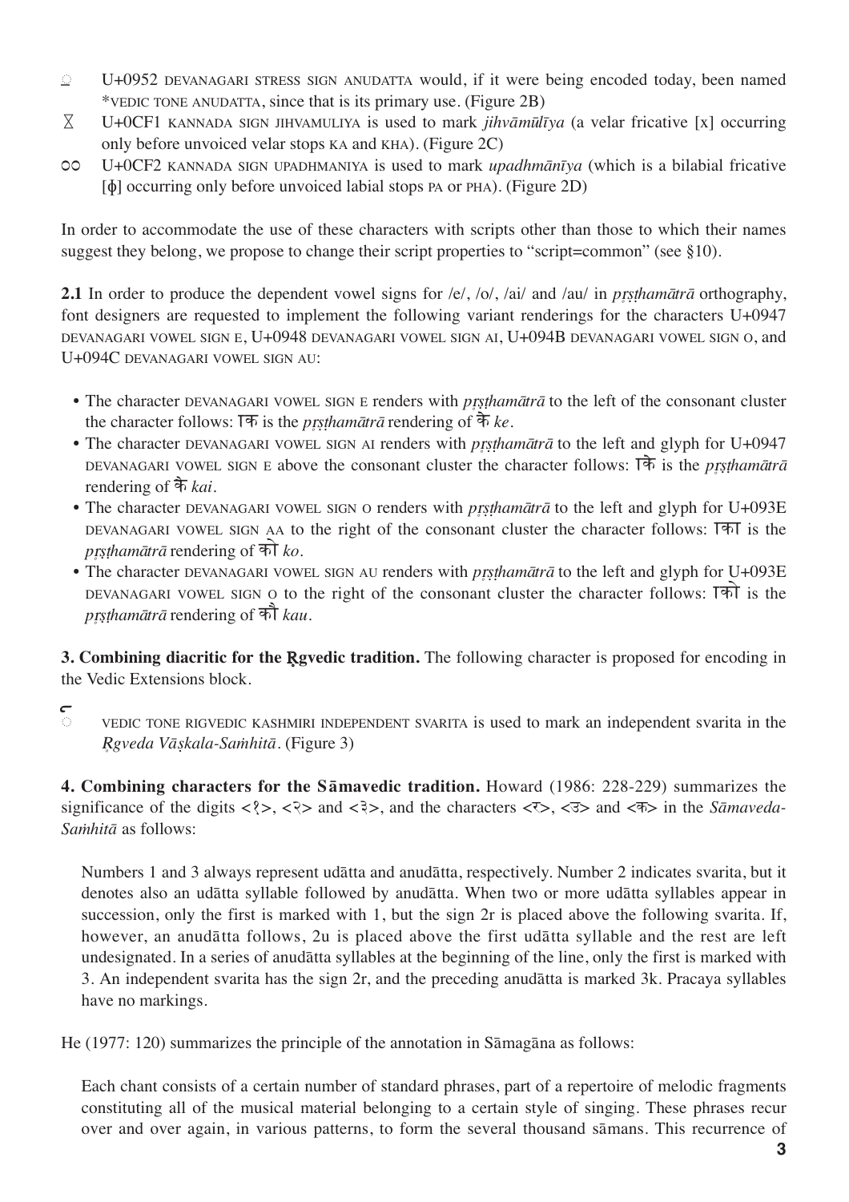- ॒ U+0952 DEVANAGARI STRESS SIGN ANUDATTA would, if it were being encoded today, been named *VEDIC TONE ANUDATTA, since that is its primary use. (Figure 2B)
- ᳱ U+0CF1 KANNADA SIGN JIHVAMULIYA is used to mark *jihvāmūlīya* (a velar fricative [x] occurring only before unvoiced velar stops KA and KHA). (Figure 2C)
- ᳲ U+0CF2 KANNADA SIGN UPADHMANIYA is used to mark *upadhmānīya* (which is a bilabial fricative [ɸ] occurring only before unvoiced labial stops PA or PHA). (Figure 2D)

In order to accommodate the use of these characters with scripts other than those to which their names suggest they belong, we propose to change their script properties to "script=common" (see §10).

**2.1** In order to produce the dependent vowel signs for /e/, /o/, /ai/ and /au/ in *pṛṣṭhamātrā* orthography, font designers are requested to implement the following variant renderings for the characters U+0947 DEVANAGARI VOWEL SIGN E, U+0948 DEVANAGARI VOWEL SIGN AI, U+094B DEVANAGARI VOWEL SIGN O, and U+094C DEVANAGARI VOWEL SIGN AU:

- The character DEVANAGARI VOWEL SIGN E renders with *pṛṣṭhamātrā* to the left of the consonant cluster the character follows: ॎक is the *pṛṣṭhamātrā* rendering of के *ke*.
- The character DEVANAGARI VOWEL SIGN AI renders with *pṛṣṭhamātrā* to the left and glyph for U+0947 DEVANAGARI VOWEL SIGN E above the consonant cluster the character follows: ॎके is the *pṛṣṭhamātrā* rendering of कै *kai*.
- The character DEVANAGARI VOWEL SIGN O renders with *pṛṣṭhamātrā* to the left and glyph for U+093E DEVANAGARI VOWEL SIGN AA to the right of the consonant cluster the character follows: ॎका is the *pṛṣṭhamātrā* rendering of को *ko*.
- The character DEVANAGARI VOWEL SIGN AU renders with *pṛṣṭhamātrā* to the left and glyph for U+093E DEVANAGARI VOWEL SIGN O to the right of the consonant cluster the character follows: ॎको is the *pṛṣṭhamātrā* rendering of कौ *kau*.

**3. Combining diacritic for the Ṛgvedic tradition.** The following character is proposed for encoding in the Vedic Extensions block.

- VEDIC TONE RIGVEDIC KASHMIRI INDEPENDENT SVARITA is used to mark an independent svarita in the *Ṛgveda Vāṣkala-Saṁhitā*. (Figure 3)

**4. Combining characters for the Sāmavedic tradition.** Howard (1986: 228-229) summarizes the significance of the digits <१>, <२> and <३>, and the characters <र>, <उ> and <क> in the *Sāmaveda-Saṁhitā* as follows:

> Numbers 1 and 3 always represent udātta and anudātta, respectively. Number 2 indicates svarita, but it denotes also an udātta syllable followed by anudātta. When two or more udātta syllables appear in succession, only the first is marked with 1, but the sign 2r is placed above the following svarita. If, however, an anudātta follows, 2u is placed above the first udātta syllable and the rest are left undesignated. In a series of anudātta syllables at the beginning of the line, only the first is marked with 3. An independent svarita has the sign 2r, and the preceding anudātta is marked 3k. Pracaya syllables have no markings.

He (1977: 120) summarizes the principle of the annotation in Sāmagāna as follows:

> Each chant consists of a certain number of standard phrases, part of a repertoire of melodic fragments constituting all of the musical material belonging to a certain style of singing. These phrases recur over and over again, in various patterns, to form the several thousand sāmans. This recurrence of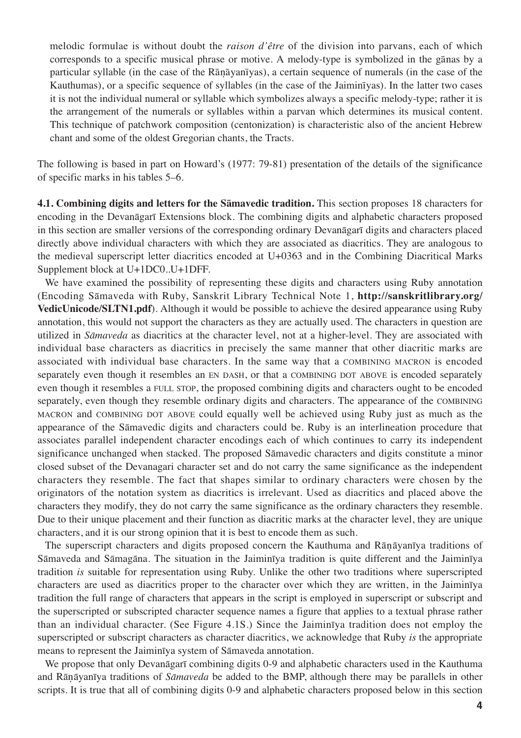melodic formulae is without doubt the *raison d'être* of the division into parvans, each of which corresponds to a specific musical phrase or motive. A melody-type is symbolized in the gānas by a particular syllable (in the case of the Rāṇāyanīyas), a certain sequence of numerals (in the case of the Kauthumas), or a specific sequence of syllables (in the case of the Jaiminīyas). In the latter two cases it is not the individual numeral or syllable which symbolizes always a specific melody-type; rather it is the arrangement of the numerals or syllables within a parvan which determines its musical content. This technique of patchwork composition (centonization) is characteristic also of the ancient Hebrew chant and some of the oldest Gregorian chants, the Tracts.

The following is based in part on Howard's (1977: 79-81) presentation of the details of the significance of specific marks in his tables 5–6.

**4.1. Combining digits and letters for the Sāmavedic tradition.** This section proposes 18 characters for encoding in the Devanāgarī Extensions block. The combining digits and alphabetic characters proposed in this section are smaller versions of the corresponding ordinary Devanāgarī digits and characters placed directly above individual characters with which they are associated as diacritics. They are analogous to the medieval superscript letter diacritics encoded at U+0363 and in the Combining Diacritical Marks Supplement block at U+1DC0..U+1DFF.

We have examined the possibility of representing these digits and characters using Ruby annotation (Encoding Sāmaveda with Ruby, Sanskrit Library Technical Note 1, **http://sanskritlibrary.org/VedicUnicode/SLTN1.pdf**). Although it would be possible to achieve the desired appearance using Ruby annotation, this would not support the characters as they are actually used. The characters in question are utilized in *Sāmaveda* as diacritics at the character level, not at a higher-level. They are associated with individual base characters as diacritics in precisely the same manner that other diacritic marks are associated with individual base characters. In the same way that a COMBINING MACRON is encoded separately even though it resembles an EN DASH, or that a COMBINING DOT ABOVE is encoded separately even though it resembles a FULL STOP, the proposed combining digits and characters ought to be encoded separately, even though they resemble ordinary digits and characters. The appearance of the COMBINING MACRON and COMBINING DOT ABOVE could equally well be achieved using Ruby just as much as the appearance of the Sāmavedic digits and characters could be. Ruby is an interlineation procedure that associates parallel independent character encodings each of which continues to carry its independent significance unchanged when stacked. The proposed Sāmavedic characters and digits constitute a minor closed subset of the Devanagari character set and do not carry the same significance as the independent characters they resemble. The fact that shapes similar to ordinary characters were chosen by the originators of the notation system as diacritics is irrelevant. Used as diacritics and placed above the characters they modify, they do not carry the same significance as the ordinary characters they resemble. Due to their unique placement and their function as diacritic marks at the character level, they are unique characters, and it is our strong opinion that it is best to encode them as such.

The superscript characters and digits proposed concern the Kauthuma and Rāṇāyanīya traditions of Sāmaveda and Sāmagāna. The situation in the Jaiminīya tradition is quite different and the Jaiminīya tradition *is* suitable for representation using Ruby. Unlike the other two traditions where superscripted characters are used as diacritics proper to the character over which they are written, in the Jaiminīya tradition the full range of characters that appears in the script is employed in superscript or subscript and the superscripted or subscripted character sequence names a figure that applies to a textual phrase rather than an individual character. (See Figure 4.1S.) Since the Jaiminīya tradition does not employ the superscripted or subscript characters as character diacritics, we acknowledge that Ruby *is* the appropriate means to represent the Jaiminīya system of Sāmaveda annotation.

We propose that only Devanāgarī combining digits 0-9 and alphabetic characters used in the Kauthuma and Rāṇāyanīya traditions of *Sāmaveda* be added to the BMP, although there may be parallels in other scripts. It is true that all of combining digits 0-9 and alphabetic characters proposed below in this section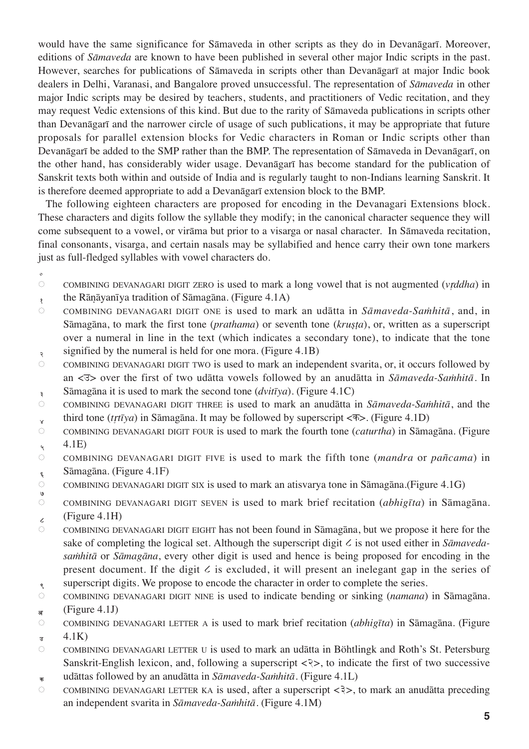would have the same significance for Sāmaveda in other scripts as they do in Devanāgarī. Moreover, editions of *Sāmaveda* are known to have been published in several other major Indic scripts in the past. However, searches for publications of Sāmaveda in scripts other than Devanāgarī at major Indic book dealers in Delhi, Varanasi, and Bangalore proved unsuccessful. The representation of *Sāmaveda* in other major Indic scripts may be desired by teachers, students, and practitioners of Vedic recitation, and they may request Vedic extensions of this kind. But due to the rarity of Sāmaveda publications in scripts other than Devanāgarī and the narrower circle of usage of such publications, it may be appropriate that future proposals for parallel extension blocks for Vedic characters in Roman or Indic scripts other than Devanāgarī be added to the SMP rather than the BMP. The representation of Sāmaveda in Devanāgarī, on the other hand, has considerably wider usage. Devanāgarī has become standard for the publication of Sanskrit texts both within and outside of India and is regularly taught to non-Indians learning Sanskrit. It is therefore deemed appropriate to add a Devanāgarī extension block to the BMP.

The following eighteen characters are proposed for encoding in the Devanagari Extensions block. These characters and digits follow the syllable they modify; in the canonical character sequence they will come subsequent to a vowel, or virāma but prior to a visarga or nasal character. In Sāmaveda recitation, final consonants, visarga, and certain nasals may be syllabified and hence carry their own tone markers just as full-fledged syllables with vowel characters do.

◌० COMBINING DEVANAGARI DIGIT ZERO is used to mark a long vowel that is not augmented (*vṛddha*) in the Rāṇāyanīya tradition of Sāmagāna. (Figure 4.1A)

◌१ COMBINING DEVANAGARI DIGIT ONE is used to mark an udātta in *Sāmaveda-Saṁhitā*, and, in Sāmagāna, to mark the first tone (*prathama*) or seventh tone (*kruṣṭa*), or, written as a superscript over a numeral in line in the text (which indicates a secondary tone), to indicate that the tone signified by the numeral is held for one mora. (Figure 4.1B)

◌२ COMBINING DEVANAGARI DIGIT TWO is used to mark an independent svarita, or, it occurs followed by an <उ> over the first of two udātta vowels followed by an anudātta in *Sāmaveda-Saṁhitā*. In Sāmagāna it is used to mark the second tone (*dvitīya*). (Figure 4.1C)

◌३ COMBINING DEVANAGARI DIGIT THREE is used to mark an anudātta in *Sāmaveda-Saṁhitā*, and the third tone (*tṛtīya*) in Sāmagāna. It may be followed by superscript <क>. (Figure 4.1D)

◌४ COMBINING DEVANAGARI DIGIT FOUR is used to mark the fourth tone (*caturtha*) in Sāmagāna. (Figure 4.1E)

◌५ COMBINING DEVANAGARI DIGIT FIVE is used to mark the fifth tone (*mandra* or *pañcama*) in Sāmagāna. (Figure 4.1F)

◌६ COMBINING DEVANAGARI DIGIT SIX is used to mark an atisvarya tone in Sāmagāna.(Figure 4.1G)

◌७ COMBINING DEVANAGARI DIGIT SEVEN is used to mark brief recitation (*abhigīta*) in Sāmagāna. (Figure 4.1H)

◌८ COMBINING DEVANAGARI DIGIT EIGHT has not been found in Sāmagāna, but we propose it here for the sake of completing the logical set. Although the superscript digit ८ is not used either in *Sāmaveda-saṁhitā* or *Sāmagāna*, every other digit is used and hence is being proposed for encoding in the present document. If the digit ८ is excluded, it will present an inelegant gap in the series of superscript digits. We propose to encode the character in order to complete the series.

◌९ COMBINING DEVANAGARI DIGIT NINE is used to indicate bending or sinking (*namana*) in Sāmagāna. (Figure 4.1J)

◌अ COMBINING DEVANAGARI LETTER A is used to mark brief recitation (*abhigīta*) in Sāmagāna. (Figure 4.1K)

◌उ COMBINING DEVANAGARI LETTER U is used to mark an udātta in Böhtlingk and Roth's St. Petersburg Sanskrit-English lexicon, and, following a superscript <२>, to indicate the first of two successive udāttas followed by an anudātta in *Sāmaveda-Saṁhitā*. (Figure 4.1L)

◌क COMBINING DEVANAGARI LETTER KA is used, after a superscript <३>, to mark an anudātta preceding an independent svarita in *Sāmaveda-Saṁhitā*. (Figure 4.1M)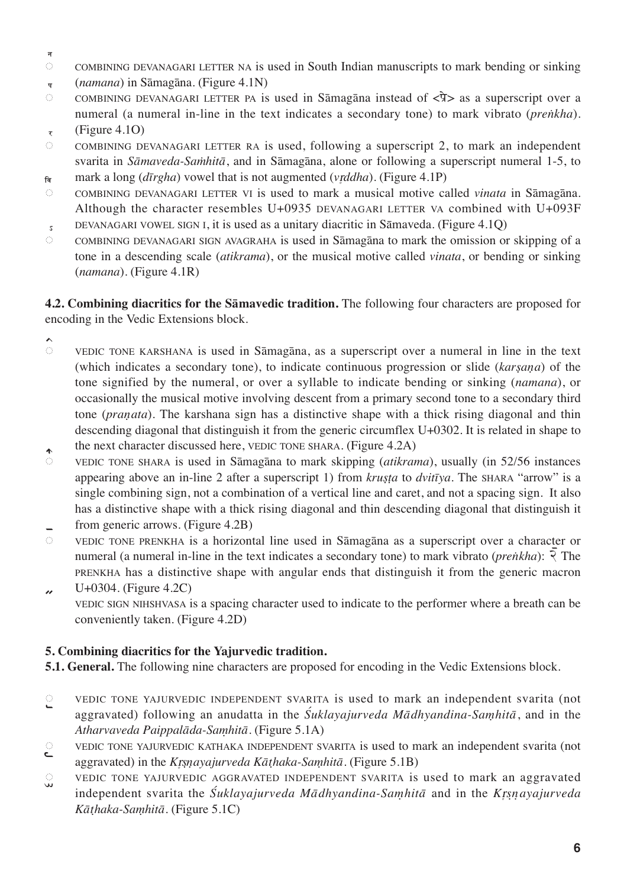◌ꣳ COMBINING DEVANAGARI LETTER NA is used in South Indian manuscripts to mark bending or sinking (*namana*) in Sāmagāna. (Figure 4.1N)

◌ COMBINING DEVANAGARI LETTER PA is used in Sāmagāna instead of <प्रे> as a superscript over a numeral (a numeral in-line in the text indicates a secondary tone) to mark vibrato (*preṅkha*). (Figure 4.1O)

◌ COMBINING DEVANAGARI LETTER RA is used, following a superscript 2, to mark an independent svarita in *Sāmaveda-Saṁhitā*, and in Sāmagāna, alone or following a superscript numeral 1-5, to mark a long (*dīrgha*) vowel that is not augmented (*vṛddha*). (Figure 4.1P)

◌ COMBINING DEVANAGARI LETTER VI is used to mark a musical motive called *vinata* in Sāmagāna. Although the character resembles U+0935 DEVANAGARI LETTER VA combined with U+093F DEVANAGARI VOWEL SIGN I, it is used as a unitary diacritic in Sāmaveda. (Figure 4.1Q)

◌ COMBINING DEVANAGARI SIGN AVAGRAHA is used in Sāmagāna to mark the omission or skipping of a tone in a descending scale (*atikrama*), or the musical motive called *vinata*, or bending or sinking (*namana*). (Figure 4.1R)

**4.2. Combining diacritics for the Sāmavedic tradition.** The following four characters are proposed for encoding in the Vedic Extensions block.

◌ VEDIC TONE KARSHANA is used in Sāmagāna, as a superscript over a numeral in line in the text (which indicates a secondary tone), to indicate continuous progression or slide (*karṣaṇa*) of the tone signified by the numeral, or over a syllable to indicate bending or sinking (*namana*), or occasionally the musical motive involving descent from a primary second tone to a secondary third tone (*praṇata*). The karshana sign has a distinctive shape with a thick rising diagonal and thin descending diagonal that distinguish it from the generic circumflex U+0302. It is related in shape to the next character discussed here, VEDIC TONE SHARA. (Figure 4.2A)

◌ VEDIC TONE SHARA is used in Sāmagāna to mark skipping (*atikrama*), usually (in 52/56 instances appearing above an in-line 2 after a superscript 1) from *kruṣṭa* to *dvitīya*. The SHARA "arrow" is a single combining sign, not a combination of a vertical line and caret, and not a spacing sign. It also has a distinctive shape with a thick rising diagonal and thin descending diagonal that distinguish it from generic arrows. (Figure 4.2B)

◌ VEDIC TONE PRENKHA is a horizontal line used in Sāmagāna as a superscript over a character or numeral (a numeral in-line in the text indicates a secondary tone) to mark vibrato (*preṅkha*): २̄ The PRENKHA has a distinctive shape with angular ends that distinguish it from the generic macron U+0304. (Figure 4.2C)

VEDIC SIGN NIHSHVASA is a spacing character used to indicate to the performer where a breath can be conveniently taken. (Figure 4.2D)

**5. Combining diacritics for the Yajurvedic tradition.**

**5.1. General.** The following nine characters are proposed for encoding in the Vedic Extensions block.

◌ VEDIC TONE YAJURVEDIC INDEPENDENT SVARITA is used to mark an independent svarita (not aggravated) following an anudatta in the *Śuklayajurveda Mādhyandina-Saṃhitā*, and in the *Atharvaveda Paippalāda-Saṃhitā*. (Figure 5.1A)

◌ VEDIC TONE YAJURVEDIC KATHAKA INDEPENDENT SVARITA is used to mark an independent svarita (not aggravated) in the *Kṛṣṇayajurveda Kāṭhaka-Saṃhitā*. (Figure 5.1B)

◌ VEDIC TONE YAJURVEDIC AGGRAVATED INDEPENDENT SVARITA is used to mark an aggravated independent svarita the *Śuklayajurveda Mādhyandina-Saṃhitā* and in the *Kṛṣṇayajurveda Kāṭhaka-Saṃhitā*. (Figure 5.1C)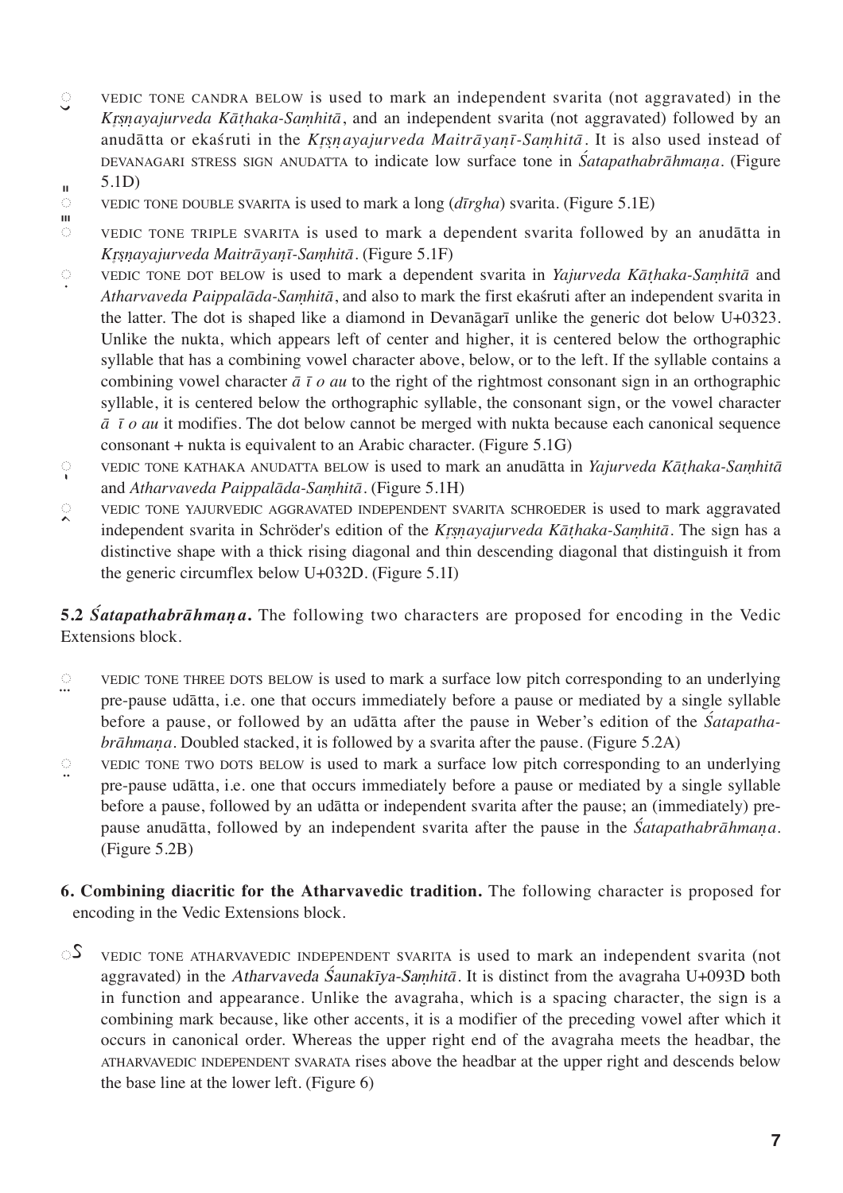◌᳚ VEDIC TONE CANDRA BELOW is used to mark an independent svarita (not aggravated) in the *Kṛṣṇayajurveda Kāṭhaka-Saṃhitā*, and an independent svarita (not aggravated) followed by an anudātta or ekaśruti in the *Kṛṣṇayajurveda Maitrāyaṇī-Saṃhitā*. It is also used instead of DEVANAGARI STRESS SIGN ANUDATTA to indicate low surface tone in *Śatapathabrāhmaṇa*. (Figure 5.1D)

◌ VEDIC TONE DOUBLE SVARITA is used to mark a long (*dīrgha*) svarita. (Figure 5.1E)

◌ VEDIC TONE TRIPLE SVARITA is used to mark a dependent svarita followed by an anudātta in *Kṛṣṇayajurveda Maitrāyaṇī-Saṃhitā*. (Figure 5.1F)

◌ VEDIC TONE DOT BELOW is used to mark a dependent svarita in *Yajurveda Kāṭhaka-Saṃhitā* and *Atharvaveda Paippalāda-Saṃhitā*, and also to mark the first ekaśruti after an independent svarita in the latter. The dot is shaped like a diamond in Devanāgarī unlike the generic dot below U+0323. Unlike the nukta, which appears left of center and higher, it is centered below the orthographic syllable that has a combining vowel character above, below, or to the left. If the syllable contains a combining vowel character *ā ī o au* to the right of the rightmost consonant sign in an orthographic syllable, it is centered below the orthographic syllable, the consonant sign, or the vowel character *ā ī o au* it modifies. The dot below cannot be merged with nukta because each canonical sequence consonant + nukta is equivalent to an Arabic character. (Figure 5.1G)

◌ VEDIC TONE KATHAKA ANUDATTA BELOW is used to mark an anudātta in *Yajurveda Kāṭhaka-Saṃhitā* and *Atharvaveda Paippalāda-Saṃhitā*. (Figure 5.1H)

◌ VEDIC TONE YAJURVEDIC AGGRAVATED INDEPENDENT SVARITA SCHROEDER is used to mark aggravated independent svarita in Schröder's edition of the *Kṛṣṇayajurveda Kāṭhaka-Saṃhitā*. The sign has a distinctive shape with a thick rising diagonal and thin descending diagonal that distinguish it from the generic circumflex below U+032D. (Figure 5.1I)

**5.2 *Śatapathabrāhmaṇa*.** The following two characters are proposed for encoding in the Vedic Extensions block.

◌ VEDIC TONE THREE DOTS BELOW is used to mark a surface low pitch corresponding to an underlying pre-pause udātta, i.e. one that occurs immediately before a pause or mediated by a single syllable before a pause, or followed by an udātta after the pause in Weber's edition of the *Śatapathabrāhmaṇa*. Doubled stacked, it is followed by a svarita after the pause. (Figure 5.2A)

◌ VEDIC TONE TWO DOTS BELOW is used to mark a surface low pitch corresponding to an underlying pre-pause udātta, i.e. one that occurs immediately before a pause or mediated by a single syllable before a pause, followed by an udātta or independent svarita after the pause; an (immediately) pre-pause anudātta, followed by an independent svarita after the pause in the *Śatapathabrāhmaṇa*. (Figure 5.2B)

**6. Combining diacritic for the Atharvavedic tradition.** The following character is proposed for encoding in the Vedic Extensions block.

◌ VEDIC TONE ATHARVAVEDIC INDEPENDENT SVARITA is used to mark an independent svarita (not aggravated) in the *Atharvaveda Śaunakīya-Saṃhitā*. It is distinct from the avagraha U+093D both in function and appearance. Unlike the avagraha, which is a spacing character, the sign is a combining mark because, like other accents, it is a modifier of the preceding vowel after which it occurs in canonical order. Whereas the upper right end of the avagraha meets the headbar, the ATHARVAVEDIC INDEPENDENT SVARATA rises above the headbar at the upper right and descends below the base line at the lower left. (Figure 6)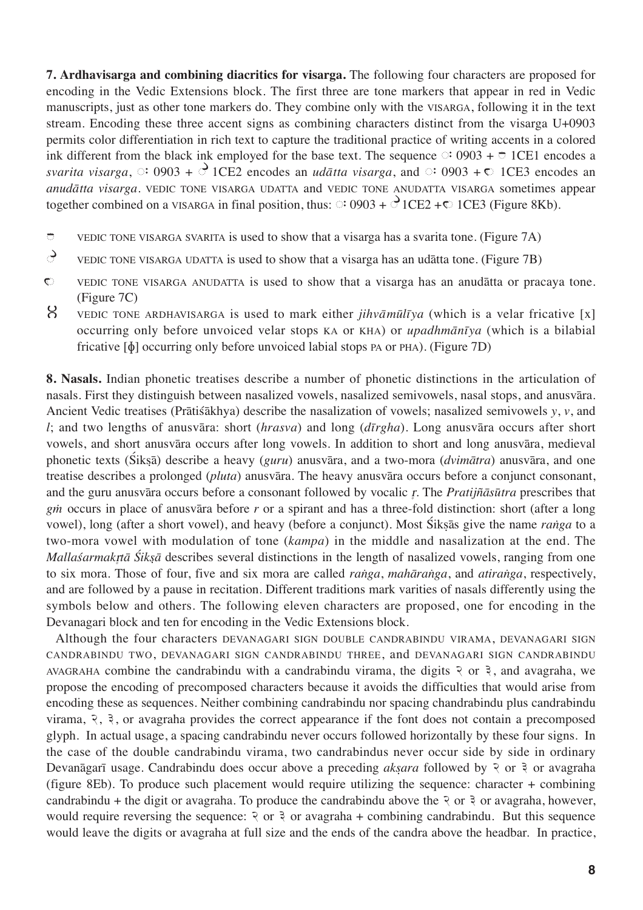**7. Ardhavisarga and combining diacritics for visarga.** The following four characters are proposed for encoding in the Vedic Extensions block. The first three are tone markers that appear in red in Vedic manuscripts, just as other tone markers do. They combine only with the VISARGA, following it in the text stream. Encoding these three accent signs as combining characters distinct from the visarga U+0903 permits color differentiation in rich text to capture the traditional practice of writing accents in a colored ink different from the black ink employed for the base text. The sequence ◌ः 0903 + ◌᳡ 1CE1 encodes a *svarita visarga*, ◌ः 0903 + ◌᳢ 1CE2 encodes an *udātta visarga*, and ◌ः 0903 + ◌᳣ 1CE3 encodes an *anudātta visarga*. VEDIC TONE VISARGA UDATTA and VEDIC TONE ANUDATTA VISARGA sometimes appear together combined on a VISARGA in final position, thus: ◌ः 0903 + ◌᳢ 1CE2 + ◌᳣ 1CE3 (Figure 8Kb).

- ◌᳡ VEDIC TONE VISARGA SVARITA is used to show that a visarga has a svarita tone. (Figure 7A)
- ◌᳢ VEDIC TONE VISARGA UDATTA is used to show that a visarga has an udātta tone. (Figure 7B)
- ◌᳣ VEDIC TONE VISARGA ANUDATTA is used to show that a visarga has an anudātta or pracaya tone. (Figure 7C)
- ᳲ VEDIC TONE ARDHAVISARGA is used to mark either *jihvāmūlīya* (which is a velar fricative [x] occurring only before unvoiced velar stops KA or KHA) or *upadhmānīya* (which is a bilabial fricative [ɸ] occurring only before unvoiced labial stops PA or PHA). (Figure 7D)

**8. Nasals.** Indian phonetic treatises describe a number of phonetic distinctions in the articulation of nasals. First they distinguish between nasalized vowels, nasalized semivowels, nasal stops, and anusvāra. Ancient Vedic treatises (Prātiśākhya) describe the nasalization of vowels; nasalized semivowels *y*, *v*, and *l*; and two lengths of anusvāra: short (*hrasva*) and long (*dīrgha*). Long anusvāra occurs after short vowels, and short anusvāra occurs after long vowels. In addition to short and long anusvāra, medieval phonetic texts (Śikṣā) describe a heavy (*guru*) anusvāra, and a two-mora (*dvimātra*) anusvāra, and one treatise describes a prolonged (*pluta*) anusvāra. The heavy anusvāra occurs before a conjunct consonant, and the guru anusvāra occurs before a consonant followed by vocalic *ṛ*. The *Pratijñāsūtra* prescribes that *gṁ* occurs in place of anusvāra before *r* or a spirant and has a three-fold distinction: short (after a long vowel), long (after a short vowel), and heavy (before a conjunct). Most Śikṣās give the name *raṅga* to a two-mora vowel with modulation of tone (*kampa*) in the middle and nasalization at the end. The *Mallaśarmakṛtā Śikṣā* describes several distinctions in the length of nasalized vowels, ranging from one to six mora. Those of four, five and six mora are called *raṅga*, *mahāraṅga*, and *atiraṅga*, respectively, and are followed by a pause in recitation. Different traditions mark varities of nasals differently using the symbols below and others. The following eleven characters are proposed, one for encoding in the Devanagari block and ten for encoding in the Vedic Extensions block.

Although the four characters DEVANAGARI SIGN DOUBLE CANDRABINDU VIRAMA, DEVANAGARI SIGN CANDRABINDU TWO, DEVANAGARI SIGN CANDRABINDU THREE, and DEVANAGARI SIGN CANDRABINDU AVAGRAHA combine the candrabindu with a candrabindu virama, the digits २ or ३, and avagraha, we propose the encoding of precomposed characters because it avoids the difficulties that would arise from encoding these as sequences. Neither combining candrabindu nor spacing chandrabindu plus candrabindu virama, २, ३, or avagraha provides the correct appearance if the font does not contain a precomposed glyph. In actual usage, a spacing candrabindu never occurs followed horizontally by these four signs. In the case of the double candrabindu virama, two candrabindus never occur side by side in ordinary Devanāgarī usage. Candrabindu does occur above a preceding *akṣara* followed by २ or ३ or avagraha (figure 8Eb). To produce such placement would require utilizing the sequence: character + combining candrabindu + the digit or avagraha. To produce the candrabindu above the २ or ३ or avagraha, however, would require reversing the sequence: २ or ३ or avagraha + combining candrabindu. But this sequence would leave the digits or avagraha at full size and the ends of the candra above the headbar. In practice,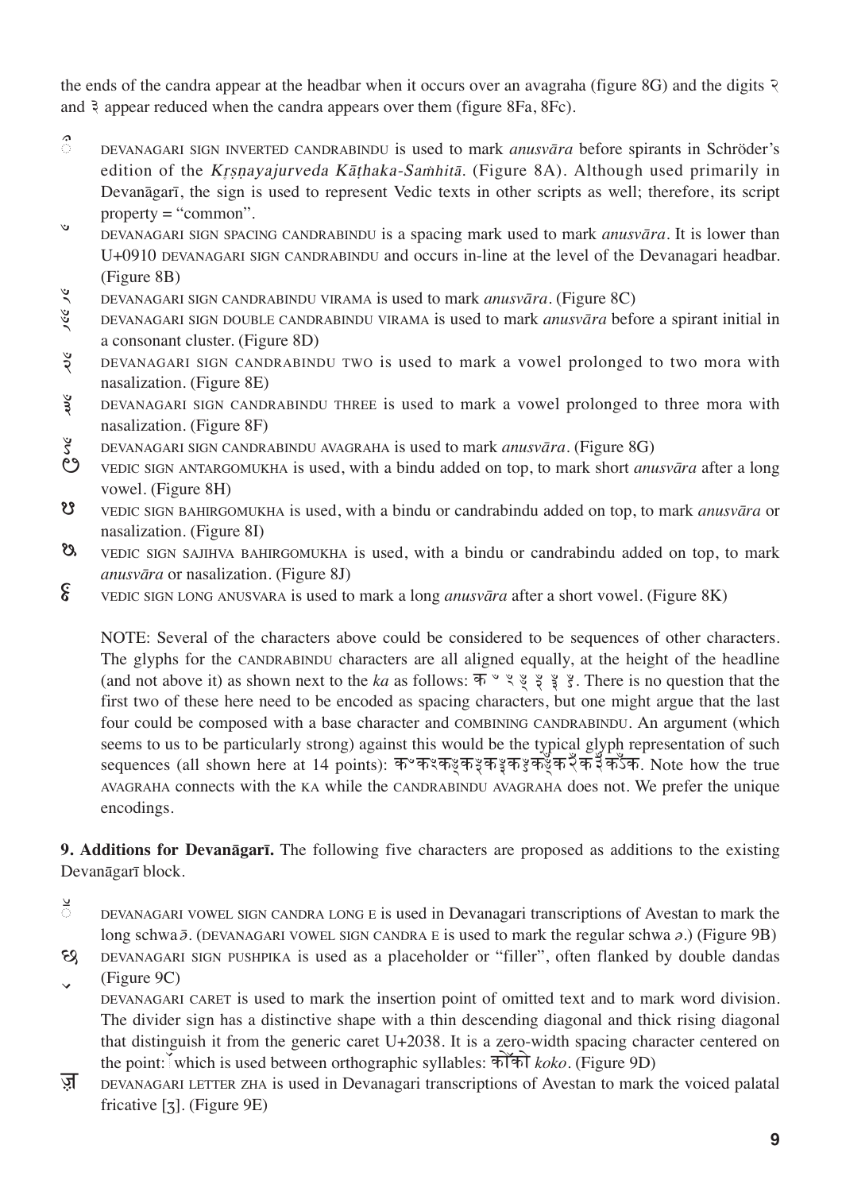the ends of the candra appear at the headbar when it occurs over an avagraha (figure 8G) and the digits २ and ३ appear reduced when the candra appears over them (figure 8Fa, 8Fc).

꣱ DEVANAGARI SIGN INVERTED CANDRABINDU is used to mark *anusvāra* before spirants in Schröder's edition of the *Kṛṣṇayajurveda Kāṭhaka-Saṁhitā*. (Figure 8A). Although used primarily in Devanāgarī, the sign is used to represent Vedic texts in other scripts as well; therefore, its script property = "common".

ꣲ DEVANAGARI SIGN SPACING CANDRABINDU is a spacing mark used to mark *anusvāra*. It is lower than U+0910 DEVANAGARI SIGN CANDRABINDU and occurs in-line at the level of the Devanagari headbar. (Figure 8B)

ꣳ DEVANAGARI SIGN CANDRABINDU VIRAMA is used to mark *anusvāra*. (Figure 8C)

ꣴ DEVANAGARI SIGN DOUBLE CANDRABINDU VIRAMA is used to mark *anusvāra* before a spirant initial in a consonant cluster. (Figure 8D)

ꣵ DEVANAGARI SIGN CANDRABINDU TWO is used to mark a vowel prolonged to two mora with nasalization. (Figure 8E)

ꣶ DEVANAGARI SIGN CANDRABINDU THREE is used to mark a vowel prolonged to three mora with nasalization. (Figure 8F)

ꣷ DEVANAGARI SIGN CANDRABINDU AVAGRAHA is used to mark *anusvāra*. (Figure 8G)

ᳩ VEDIC SIGN ANTARGOMUKHA is used, with a bindu added on top, to mark short *anusvāra* after a long vowel. (Figure 8H)

ᳪ VEDIC SIGN BAHIRGOMUKHA is used, with a bindu or candrabindu added on top, to mark *anusvāra* or nasalization. (Figure 8I)

ᳫ VEDIC SIGN SAJIHVA BAHIRGOMUKHA is used, with a bindu or candrabindu added on top, to mark *anusvāra* or nasalization. (Figure 8J)

ᳬ VEDIC SIGN LONG ANUSVARA is used to mark a long *anusvāra* after a short vowel. (Figure 8K)

NOTE: Several of the characters above could be considered to be sequences of other characters. The glyphs for the CANDRABINDU characters are all aligned equally, at the height of the headline (and not above it) as shown next to the *ka* as follows: क ꣲ ꣳ ꣴ ꣵ ꣶ ꣷ. There is no question that the first two of these here need to be encoded as spacing characters, but one might argue that the last four could be composed with a base character and COMBINING CANDRABINDU. An argument (which seems to us to be particularly strong) against this would be the typical glyph representation of such sequences (all shown here at 14 points): कꣲकꣳकꣴकꣵकꣶकꣷक्ँक२ँक३ँकऽँक. Note how the true AVAGRAHA connects with the KA while the CANDRABINDU AVAGRAHA does not. We prefer the unique encodings.

**9. Additions for Devanāgarī.** The following five characters are proposed as additions to the existing Devanāgarī block.

ॕ DEVANAGARI VOWEL SIGN CANDRA LONG E is used in Devanagari transcriptions of Avestan to mark the long schwa ə̄. (DEVANAGARI VOWEL SIGN CANDRA E is used to mark the regular schwa ə.) (Figure 9B)

꣸ DEVANAGARI SIGN PUSHPIKA is used as a placeholder or "filler", often flanked by double dandas (Figure 9C)

꣺ DEVANAGARI CARET is used to mark the insertion point of omitted text and to mark word division. The divider sign has a distinctive shape with a thin descending diagonal and thick rising diagonal that distinguish it from the generic caret U+2038. It is a zero-width spacing character centered on the point: ꣺ which is used between orthographic syllables: को꣺को *koko*. (Figure 9D)

ॹ DEVANAGARI LETTER ZHA is used in Devanagari transcriptions of Avestan to mark the voiced palatal fricative [ʒ]. (Figure 9E)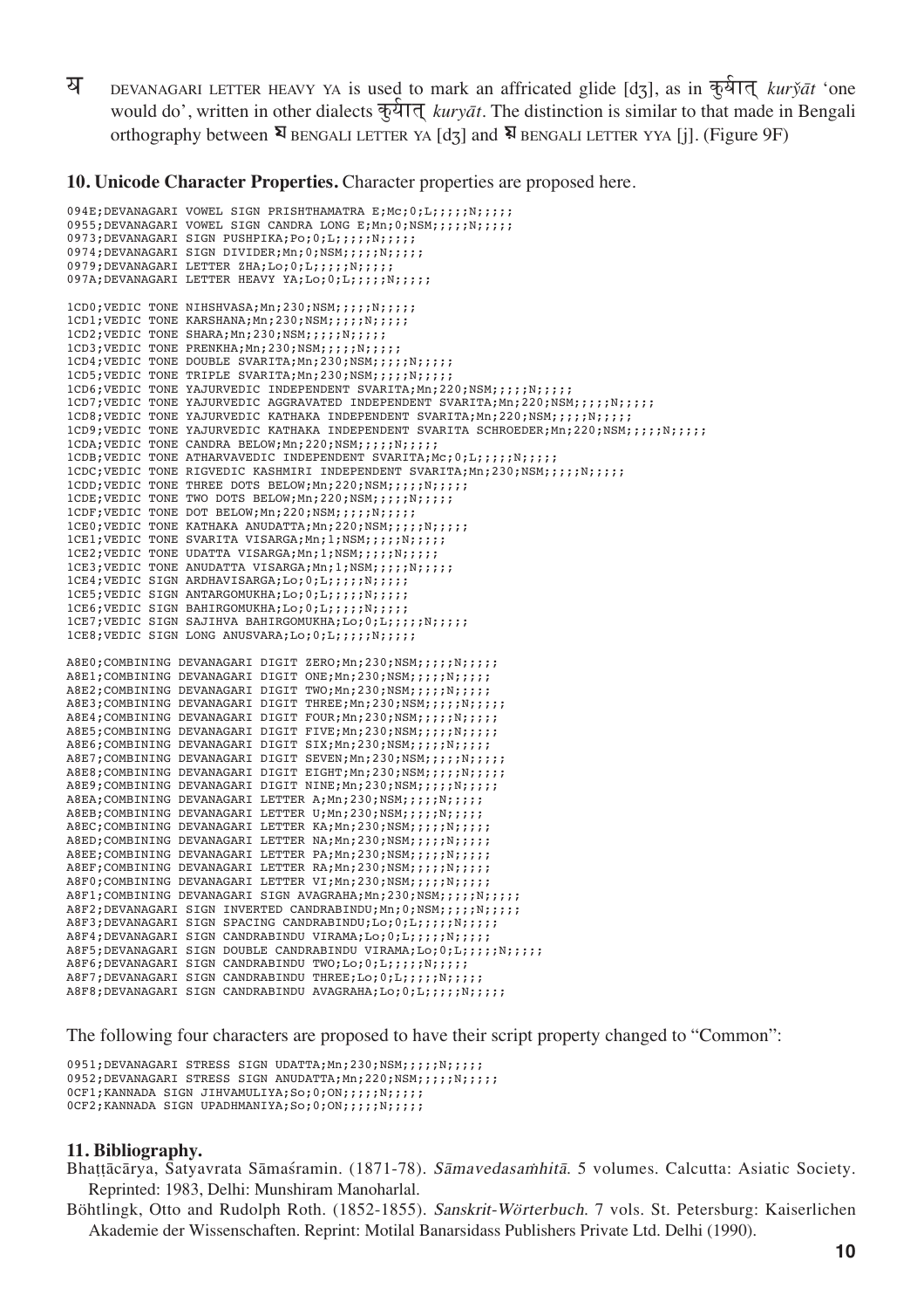य DEVANAGARI LETTER HEAVY YA is used to mark an affricated glide [dʒ], as in कुर्यात् *kurẏāt* 'one would do', written in other dialects कुर्यात् *kuryāt*. The distinction is similar to that made in Bengali orthography between য BENGALI LETTER YA [dʒ] and য় BENGALI LETTER YYA [j]. (Figure 9F)

**10. Unicode Character Properties.** Character properties are proposed here.

```
094E;DEVANAGARI VOWEL SIGN PRISHTHAMATRA E;Mc;0;L;;;;;N;;;;;
0955;DEVANAGARI VOWEL SIGN CANDRA LONG E;Mn;0;NSM;;;;;N;;;;;
0973;DEVANAGARI SIGN PUSHPIKA;Po;0;L;;;;;N;;;;;
0974;DEVANAGARI SIGN DIVIDER;Mn;0;NSM;;;;;N;;;;;
0979;DEVANAGARI LETTER ZHA;Lo;0;L;;;;;N;;;;;
097A;DEVANAGARI LETTER HEAVY YA;Lo;0;L;;;;;N;;;;;

1CD0;VEDIC TONE NIHSHVASA;Mn;230;NSM;;;;;N;;;;;
1CD1;VEDIC TONE KARSHANA;Mn;230;NSM;;;;;N;;;;;
1CD2;VEDIC TONE SHARA;Mn;230;NSM;;;;;N;;;;;
1CD3;VEDIC TONE PRENKHA;Mn;230;NSM;;;;;N;;;;;
1CD4;VEDIC TONE DOUBLE SVARITA;Mn;230;NSM;;;;;N;;;;;
1CD5;VEDIC TONE TRIPLE SVARITA;Mn;230;NSM;;;;;N;;;;;
1CD6;VEDIC TONE YAJURVEDIC INDEPENDENT SVARITA;Mn;220;NSM;;;;;N;;;;;
1CD7;VEDIC TONE YAJURVEDIC AGGRAVATED INDEPENDENT SVARITA;Mn;220;NSM;;;;;N;;;;;
1CD8;VEDIC TONE YAJURVEDIC KATHAKA INDEPENDENT SVARITA;Mn;220;NSM;;;;;N;;;;;
1CD9;VEDIC TONE YAJURVEDIC KATHAKA INDEPENDENT SVARITA SCHROEDER;Mn;220;NSM;;;;;N;;;;;
1CDA;VEDIC TONE CANDRA BELOW;Mn;220;NSM;;;;;N;;;;;
1CDB;VEDIC TONE ATHARVAVEDIC INDEPENDENT SVARITA;Mc;0;L;;;;;N;;;;;
1CDC;VEDIC TONE RIGVEDIC KASHMIRI INDEPENDENT SVARITA;Mn;230;NSM;;;;;N;;;;;
1CDD;VEDIC TONE THREE DOTS BELOW;Mn;220;NSM;;;;;N;;;;;
1CDE;VEDIC TONE TWO DOTS BELOW;Mn;220;NSM;;;;;N;;;;;
1CDF;VEDIC TONE DOT BELOW;Mn;220;NSM;;;;;N;;;;;
1CE0;VEDIC TONE KATHAKA ANUDATTA;Mn;220;NSM;;;;;N;;;;;
1CE1;VEDIC TONE SVARITA VISARGA;Mn;1;NSM;;;;;N;;;;;
1CE2;VEDIC TONE UDATTA VISARGA;Mn;1;NSM;;;;;N;;;;;
1CE3;VEDIC TONE ANUDATTA VISARGA;Mn;1;NSM;;;;;N;;;;;
1CE4;VEDIC SIGN ARDHAVISARGA;Lo;0;L;;;;;N;;;;;
1CE5;VEDIC SIGN ANTARGOMUKHA;Lo;0;L;;;;;N;;;;;
1CE6;VEDIC SIGN BAHIRGOMUKHA;Lo;0;L;;;;;N;;;;;
1CE7;VEDIC SIGN SAJIHVA BAHIRGOMUKHA;Lo;0;L;;;;;N;;;;;
1CE8;VEDIC SIGN LONG ANUSVARA;Lo;0;L;;;;;N;;;;;

A8E0;COMBINING DEVANAGARI DIGIT ZERO;Mn;230;NSM;;;;;N;;;;;
A8E1;COMBINING DEVANAGARI DIGIT ONE;Mn;230;NSM;;;;;N;;;;;
A8E2;COMBINING DEVANAGARI DIGIT TWO;Mn;230;NSM;;;;;N;;;;;
A8E3;COMBINING DEVANAGARI DIGIT THREE;Mn;230;NSM;;;;;N;;;;;
A8E4;COMBINING DEVANAGARI DIGIT FOUR;Mn;230;NSM;;;;;N;;;;;
A8E5;COMBINING DEVANAGARI DIGIT FIVE;Mn;230;NSM;;;;;N;;;;;
A8E6;COMBINING DEVANAGARI DIGIT SIX;Mn;230;NSM;;;;;N;;;;;
A8E7;COMBINING DEVANAGARI DIGIT SEVEN;Mn;230;NSM;;;;;N;;;;;
A8E8;COMBINING DEVANAGARI DIGIT EIGHT;Mn;230;NSM;;;;;N;;;;;
A8E9;COMBINING DEVANAGARI DIGIT NINE;Mn;230;NSM;;;;;N;;;;;
A8EA;COMBINING DEVANAGARI LETTER A;Mn;230;NSM;;;;;N;;;;;
A8EB;COMBINING DEVANAGARI LETTER U;Mn;230;NSM;;;;;N;;;;;
A8EC;COMBINING DEVANAGARI LETTER KA;Mn;230;NSM;;;;;N;;;;;
A8ED;COMBINING DEVANAGARI LETTER NA;Mn;230;NSM;;;;;N;;;;;
A8EE;COMBINING DEVANAGARI LETTER PA;Mn;230;NSM;;;;;N;;;;;
A8EF;COMBINING DEVANAGARI LETTER RA;Mn;230;NSM;;;;;N;;;;;
A8F0;COMBINING DEVANAGARI LETTER VI;Mn;230;NSM;;;;;N;;;;;
A8F1;COMBINING DEVANAGARI SIGN AVAGRAHA;Mn;230;NSM;;;;;N;;;;;
A8F2;DEVANAGARI SIGN INVERTED CANDRABINDU;Mn;0;NSM;;;;;N;;;;;
A8F3;DEVANAGARI SIGN SPACING CANDRABINDU;Lo;0;L;;;;;N;;;;;
A8F4;DEVANAGARI SIGN CANDRABINDU VIRAMA;Lo;0;L;;;;;N;;;;;
A8F5;DEVANAGARI SIGN DOUBLE CANDRABINDU VIRAMA;Lo;0;L;;;;;N;;;;;
A8F6;DEVANAGARI SIGN CANDRABINDU TWO;Lo;0;L;;;;;N;;;;;
A8F7;DEVANAGARI SIGN CANDRABINDU THREE;Lo;0;L;;;;;N;;;;;
A8F8;DEVANAGARI SIGN CANDRABINDU AVAGRAHA;Lo;0;L;;;;;N;;;;;
```

The following four characters are proposed to have their script property changed to "Common":

```
0951;DEVANAGARI STRESS SIGN UDATTA;Mn;230;NSM;;;;;N;;;;;
0952;DEVANAGARI STRESS SIGN ANUDATTA;Mn;220;NSM;;;;;N;;;;;
0CF1;KANNADA SIGN JIHVAMULIYA;So;0;ON;;;;;N;;;;;
0CF2;KANNADA SIGN UPADHMANIYA;So;0;ON;;;;;N;;;;;
```

**11. Bibliography.**

Bhaṭṭācārya, Satyavrata Sāmaśramin. (1871-78). *Sāmavedasaṁhitā*. 5 volumes. Calcutta: Asiatic Society. Reprinted: 1983, Delhi: Munshiram Manoharlal.

Böhtlingk, Otto and Rudolph Roth. (1852-1855). *Sanskrit-Wörterbuch*. 7 vols. St. Petersburg: Kaiserlichen Akademie der Wissenschaften. Reprint: Motilal Banarsidass Publishers Private Ltd. Delhi (1990).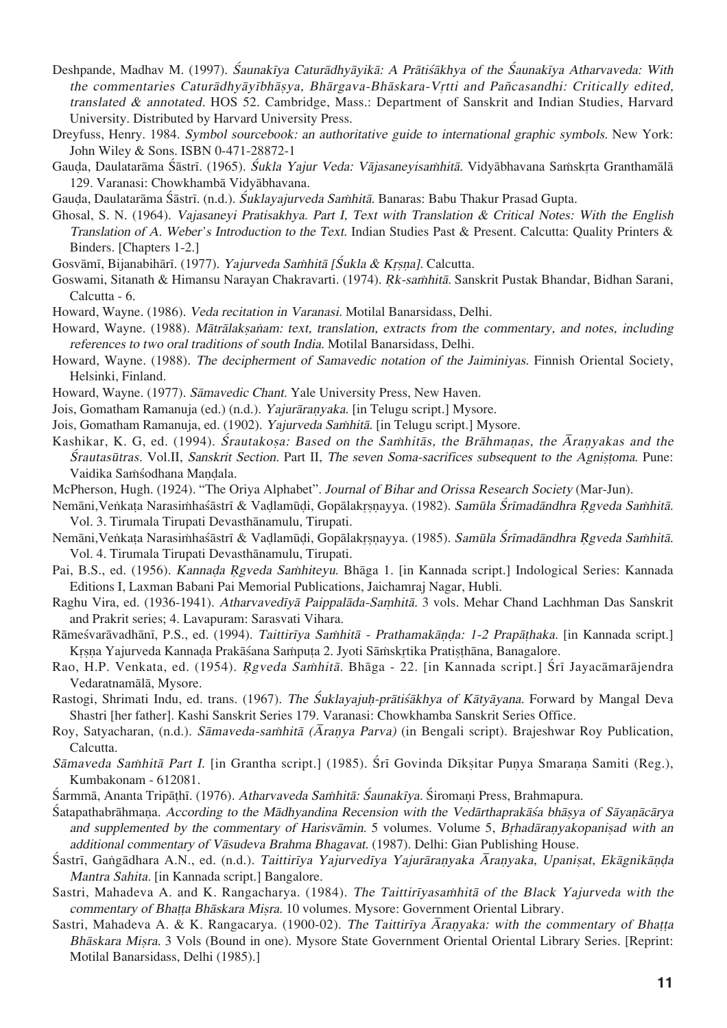Deshpande, Madhav M. (1997). *Śaunakīya Caturādhyāyikā: A Prātiśākhya of the Śaunakīya Atharvaveda: With the commentaries Caturādhyāyībhāṣya, Bhārgava-Bhāskara-Vṛtti and Pañcasandhi: Critically edited, translated & annotated.* HOS 52. Cambridge, Mass.: Department of Sanskrit and Indian Studies, Harvard University. Distributed by Harvard University Press.

Dreyfuss, Henry. 1984. *Symbol sourcebook: an authoritative guide to international graphic symbols.* New York: John Wiley & Sons. ISBN 0-471-28872-1

Gauḍa, Daulatarāma Śāstrī. (1965). *Śukla Yajur Veda: Vājasaneyisaṁhitā.* Vidyābhavana Saṁskṛta Granthamālā 129. Varanasi: Chowkhambā Vidyābhavana.

Gauḍa, Daulatarāma Śāstrī. (n.d.). *Śuklayajurveda Saṁhitā.* Banaras: Babu Thakur Prasad Gupta.

Ghosal, S. N. (1964). *Vajasaneyi Pratisakhya. Part I, Text with Translation & Critical Notes: With the English Translation of A. Weber's Introduction to the Text.* Indian Studies Past & Present. Calcutta: Quality Printers & Binders. [Chapters 1-2.]

Gosvāmī, Bijanabihārī. (1977). *Yajurveda Saṁhitā [Śukla & Kṛṣṇa].* Calcutta.

Goswami, Sitanath & Himansu Narayan Chakravarti. (1974). *Ṛk-saṁhitā.* Sanskrit Pustak Bhandar, Bidhan Sarani, Calcutta - 6.

Howard, Wayne. (1986). *Veda recitation in Varanasi.* Motilal Banarsidass, Delhi.

Howard, Wayne. (1988). *Mātrālakṣaṇam: text, translation, extracts from the commentary, and notes, including references to two oral traditions of south India.* Motilal Banarsidass, Delhi.

Howard, Wayne. (1988). *The decipherment of Samavedic notation of the Jaiminiyas.* Finnish Oriental Society, Helsinki, Finland.

Howard, Wayne. (1977). *Sāmavedic Chant.* Yale University Press, New Haven.

Jois, Gomatham Ramanuja (ed.) (n.d.). *Yajurāraṇyaka.* [in Telugu script.] Mysore.

Jois, Gomatham Ramanuja, ed. (1902). *Yajurveda Saṁhitā.* [in Telugu script.] Mysore.

Kashikar, K. G, ed. (1994). *Śrautakoṣa: Based on the Saṁhitās, the Brāhmaṇas, the Āraṇyakas and the Śrautasūtras.* Vol.II, *Sanskrit Section.* Part II, *The seven Soma-sacrifices subsequent to the Agniṣṭoma.* Pune: Vaidika Saṁśodhana Maṇḍala.

McPherson, Hugh. (1924). "The Oriya Alphabet". *Journal of Bihar and Orissa Research Society* (Mar-Jun).

Nemāni,Veṅkaṭa Narasiṁhaśāstrī & Vaḍlamūḍi, Gopālakṛṣṇayya. (1982). *Samūla Śrīmadāndhra Ṛgveda Saṁhitā.* Vol. 3. Tirumala Tirupati Devasthānamulu, Tirupati.

Nemāni,Veṅkaṭa Narasiṁhaśāstrī & Vaḍlamūḍi, Gopālakṛṣṇayya. (1985). *Samūla Śrīmadāndhra Ṛgveda Saṁhitā.* Vol. 4. Tirumala Tirupati Devasthānamulu, Tirupati.

Pai, B.S., ed. (1956). *Kannaḍa Ṛgveda Saṁhiteyu.* Bhāga 1. [in Kannada script.] Indological Series: Kannada Editions I, Laxman Babani Pai Memorial Publications, Jaichamraj Nagar, Hubli.

Raghu Vira, ed. (1936-1941). *Atharvavedīyā Paippalāda-Saṃhitā.* 3 vols. Mehar Chand Lachhman Das Sanskrit and Prakrit series; 4. Lavapuram: Sarasvati Vihara.

Rāmeśvarāvadhānī, P.S., ed. (1994). *Taittirīya Saṁhitā - Prathamakāṇḍa: 1-2 Prapāṭhaka.* [in Kannada script.] Kṛṣṇa Yajurveda Kannaḍa Prakāśana Sampuṭa 2. Jyoti Sāṁskṛtika Pratiṣṭhāna, Banagalore.

Rao, H.P. Venkata, ed. (1954). *Ṛgveda Saṁhitā.* Bhāga - 22. [in Kannada script.] Śrī Jayacāmarājendra Vedaratnamālā, Mysore.

Rastogi, Shrimati Indu, ed. trans. (1967). *The Śuklayajuḥ-prātiśākhya of Kātyāyana.* Forward by Mangal Deva Shastri [her father]. Kashi Sanskrit Series 179. Varanasi: Chowkhamba Sanskrit Series Office.

Roy, Satyacharan, (n.d.). *Sāmaveda-saṁhitā (Āraṇya Parva)* (in Bengali script). Brajeshwar Roy Publication, Calcutta.

*Sāmaveda Saṁhitā Part I.* [in Grantha script.] (1985). Śrī Govinda Dīkṣitar Puṇya Smaraṇa Samiti (Reg.), Kumbakonam - 612081.

Śarmmā, Ananta Tripāṭhī. (1976). *Atharvaveda Saṁhitā: Śaunakīya.* Śiromaṇi Press, Brahmapura.

Śatapathabrāhmaṇa. *According to the Mādhyandina Recension with the Vedārthaprakāśa bhāṣya of Sāyaṇācārya and supplemented by the commentary of Harisvāmin.* 5 volumes. Volume 5, *Bṛhadāraṇyakopaniṣad with an additional commentary of Vāsudeva Brahma Bhagavat.* (1987). Delhi: Gian Publishing House.

Śastrī, Gaṅgādhara A.N., ed. (n.d.). *Taittirīya Yajurvedīya Yajurāraṇyaka Āraṇyaka, Upaniṣat, Ekāgnikāṇḍa Mantra Sahita.* [in Kannada script.] Bangalore.

Sastri, Mahadeva A. and K. Rangacharya. (1984). *The Taittirīyasaṁhitā of the Black Yajurveda with the commentary of Bhaṭṭa Bhāskara Miṣra.* 10 volumes. Mysore: Government Oriental Library.

Sastri, Mahadeva A. & K. Rangacarya. (1900-02). *The Taittirīya Āraṇyaka: with the commentary of Bhaṭṭa Bhāskara Miṣra.* 3 Vols (Bound in one). Mysore State Government Oriental Oriental Library Series. [Reprint: Motilal Banarsidass, Delhi (1985).]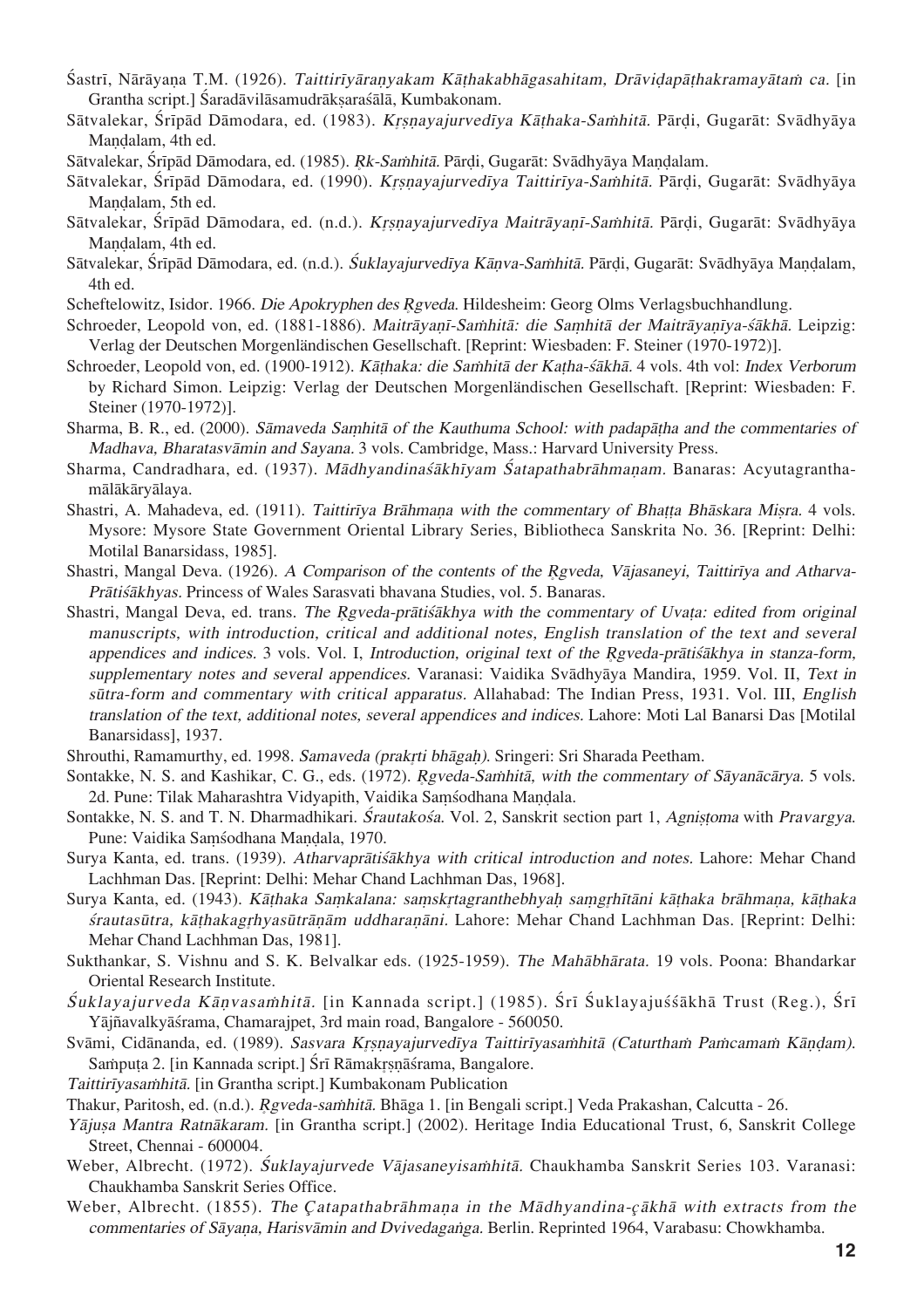Śastrī, Nārāyaṇa T.M. (1926). *Taittirīyāraṇyakam Kāṭhakabhāgasahitam, Drāviḍapāṭhakramayātaṁ ca.* [in Grantha script.] Śaradāvilāsamudrākṣaraśālā, Kumbakonam.

Sātvalekar, Śrīpād Dāmodara, ed. (1983). *Kṛṣṇayajurvedīya Kāṭhaka-Saṁhitā.* Pārḍi, Gugarāt: Svādhyāya Maṇḍalam, 4th ed.

Sātvalekar, Śrīpād Dāmodara, ed. (1985). *Ṛk-Saṁhitā.* Pārḍi, Gugarāt: Svādhyāya Maṇḍalam.

Sātvalekar, Śrīpād Dāmodara, ed. (1990). *Kṛṣṇayajurvedīya Taittirīya-Saṁhitā.* Pārḍi, Gugarāt: Svādhyāya Maṇḍalam, 5th ed.

Sātvalekar, Śrīpād Dāmodara, ed. (n.d.). *Kṛṣṇayajurvedīya Maitrāyaṇī-Saṁhitā.* Pārḍi, Gugarāt: Svādhyāya Maṇḍalam, 4th ed.

Sātvalekar, Śrīpād Dāmodara, ed. (n.d.). *Śuklayajurvedīya Kāṇva-Saṁhitā.* Pārḍi, Gugarāt: Svādhyāya Maṇḍalam, 4th ed.

Scheftelowitz, Isidor. 1966. *Die Apokryphen des Ṛgveda.* Hildesheim: Georg Olms Verlagsbuchhandlung.

Schroeder, Leopold von, ed. (1881-1886). *Maitrāyaṇī-Saṁhitā: die Saṃhitā der Maitrāyaṇīya-śākhā.* Leipzig: Verlag der Deutschen Morgenländischen Gesellschaft. [Reprint: Wiesbaden: F. Steiner (1970-1972)].

Schroeder, Leopold von, ed. (1900-1912). *Kāṭhaka: die Saṁhitā der Kaṭha-śākhā.* 4 vols. 4th vol: *Index Verborum* by Richard Simon. Leipzig: Verlag der Deutschen Morgenländischen Gesellschaft. [Reprint: Wiesbaden: F. Steiner (1970-1972)].

Sharma, B. R., ed. (2000). *Sāmaveda Saṃhitā of the Kauthuma School: with padapāṭha and the commentaries of Madhava, Bharatasvāmin and Sayana.* 3 vols. Cambridge, Mass.: Harvard University Press.

Sharma, Candradhara, ed. (1937). *Mādhyandinaśākhīyam Śatapathabrāhmaṇam.* Banaras: Acyutagranthamālākāryālaya.

Shastri, A. Mahadeva, ed. (1911). *Taittirīya Brāhmaṇa with the commentary of Bhaṭṭa Bhāskara Miśra.* 4 vols. Mysore: Mysore State Government Oriental Library Series, Bibliotheca Sanskrita No. 36. [Reprint: Delhi: Motilal Banarsidass, 1985].

Shastri, Mangal Deva. (1926). *A Comparison of the contents of the Ṛgveda, Vājasaneyi, Taittirīya and Atharva-Prātiśākhyas.* Princess of Wales Sarasvati bhavana Studies, vol. 5. Banaras.

Shastri, Mangal Deva, ed. trans. *The Ṛgveda-prātiśākhya with the commentary of Uvaṭa: edited from original manuscripts, with introduction, critical and additional notes, English translation of the text and several appendices and indices.* 3 vols. Vol. I, *Introduction, original text of the Ṛgveda-prātiśākhya in stanza-form, supplementary notes and several appendices.* Varanasi: Vaidika Svādhyāya Mandira, 1959. Vol. II, *Text in sūtra-form and commentary with critical apparatus.* Allahabad: The Indian Press, 1931. Vol. III, *English translation of the text, additional notes, several appendices and indices.* Lahore: Moti Lal Banarsi Das [Motilal Banarsidass], 1937.

Shrouthi, Ramamurthy, ed. 1998. *Samaveda (prakṛti bhāgaḥ).* Sringeri: Sri Sharada Peetham.

Sontakke, N. S. and Kashikar, C. G., eds. (1972). *Ṛgveda-Saṁhitā, with the commentary of Sāyanācārya.* 5 vols. 2d. Pune: Tilak Maharashtra Vidyapith, Vaidika Saṃśodhana Maṇḍala.

Sontakke, N. S. and T. N. Dharmadhikari. *Śrautakośa.* Vol. 2, Sanskrit section part 1, *Agniṣṭoma* with *Pravargya.* Pune: Vaidika Saṃśodhana Maṇḍala, 1970.

Surya Kanta, ed. trans. (1939). *Atharvaprātiśākhya with critical introduction and notes.* Lahore: Mehar Chand Lachhman Das. [Reprint: Delhi: Mehar Chand Lachhman Das, 1968].

Surya Kanta, ed. (1943). *Kāṭhaka Saṃkalana: saṃskṛtagranthebhyaḥ saṃgṛhītāni kāṭhaka brāhmaṇa, kāṭhaka śrautasūtra, kāṭhakagṛhyasūtrāṇām uddharaṇāni.* Lahore: Mehar Chand Lachhman Das. [Reprint: Delhi: Mehar Chand Lachhman Das, 1981].

Sukthankar, S. Vishnu and S. K. Belvalkar eds. (1925-1959). *The Mahābhārata.* 19 vols. Poona: Bhandarkar Oriental Research Institute.

*Śuklayajurveda Kāṇvasaṁhitā.* [in Kannada script.] (1985). Śrī Śuklayajuśśākhā Trust (Reg.), Śrī Yājñavalkyāśrama, Chamarajpet, 3rd main road, Bangalore - 560050.

Svāmi, Cidānanda, ed. (1989). *Sasvara Kṛṣṇayajurvedīya Taittirīyasaṁhitā (Caturthaṁ Paṁcamaṁ Kāṇḍam).* Saṁpuṭa 2. [in Kannada script.] Śrī Rāmakṛṣṇāśrama, Bangalore.

*Taittirīyasaṁhitā.* [in Grantha script.] Kumbakonam Publication

Thakur, Paritosh, ed. (n.d.). *Ṛgveda-saṁhitā.* Bhāga 1. [in Bengali script.] Veda Prakashan, Calcutta - 26.

*Yājuṣa Mantra Ratnākaram.* [in Grantha script.] (2002). Heritage India Educational Trust, 6, Sanskrit College Street, Chennai - 600004.

Weber, Albrecht. (1972). *Śuklayajurvede Vājasaneyisaṁhitā.* Chaukhamba Sanskrit Series 103. Varanasi: Chaukhamba Sanskrit Series Office.

Weber, Albrecht. (1855). *The Çatapathabrāhmaṇa in the Mādhyandina-çākhā with extracts from the commentaries of Sāyaṇa, Harisvāmin and Dvivedagaṅga.* Berlin. Reprinted 1964, Varabasu: Chowkhamba.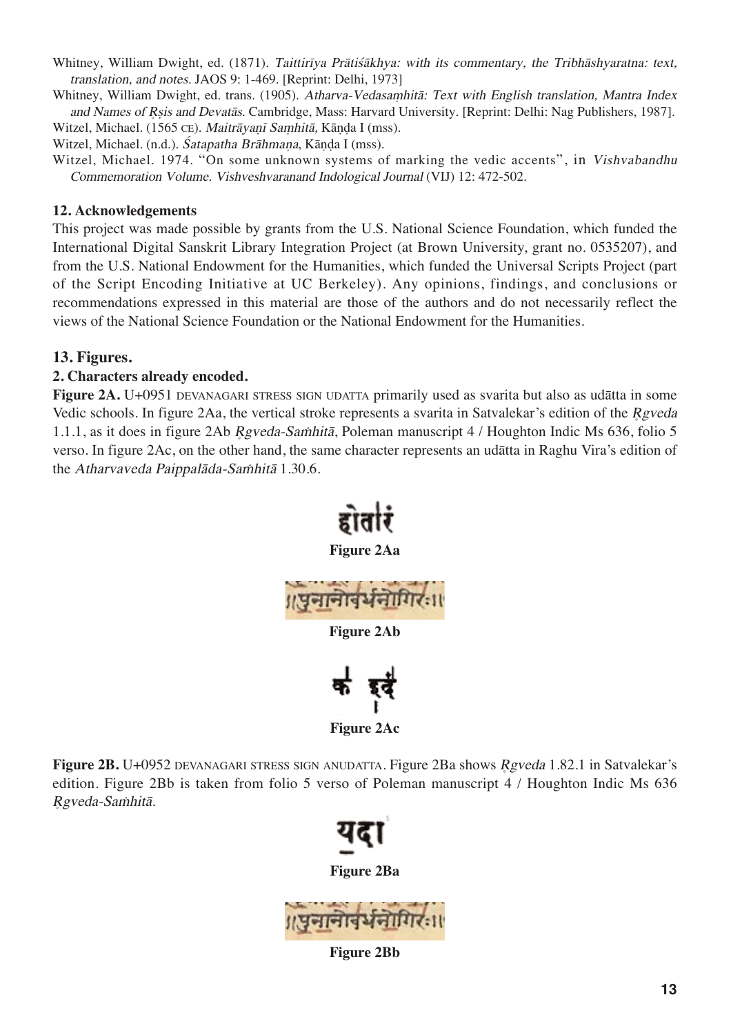Whitney, William Dwight, ed. (1871). *Taittirīya Prātiśākhya: with its commentary, the Tribhāshyaratna: text, translation, and notes.* JAOS 9: 1-469. [Reprint: Delhi, 1973]

Whitney, William Dwight, ed. trans. (1905). *Atharva-Vedasaṃhitā: Text with English translation, Mantra Index and Names of Ṛṣis and Devatās.* Cambridge, Mass: Harvard University. [Reprint: Delhi: Nag Publishers, 1987].

Witzel, Michael. (1565 CE). *Maitrāyaṇī Saṃhitā,* Kāṇḍa I (mss).

Witzel, Michael. (n.d.). *Śatapatha Brāhmaṇa,* Kāṇḍa I (mss).

Witzel, Michael. 1974. "On some unknown systems of marking the vedic accents", in *Vishvabandhu Commemoration Volume. Vishveshvaranand Indological Journal* (VIJ) 12: 472-502.

## 12. Acknowledgements

This project was made possible by grants from the U.S. National Science Foundation, which funded the International Digital Sanskrit Library Integration Project (at Brown University, grant no. 0535207), and from the U.S. National Endowment for the Humanities, which funded the Universal Scripts Project (part of the Script Encoding Initiative at UC Berkeley). Any opinions, findings, and conclusions or recommendations expressed in this material are those of the authors and do not necessarily reflect the views of the National Science Foundation or the National Endowment for the Humanities.

## 13. Figures.

### 2. Characters already encoded.

**Figure 2A.** U+0951 DEVANAGARI STRESS SIGN UDATTA primarily used as svarita but also as udātta in some Vedic schools. In figure 2Aa, the vertical stroke represents a svarita in Satvalekar's edition of the *Ṛgveda* 1.1.1, as it does in figure 2Ab *Ṛgveda-Saṁhitā*, Poleman manuscript 4 / Houghton Indic Ms 636, folio 5 verso. In figure 2Ac, on the other hand, the same character represents an udātta in Raghu Vira's edition of the *Atharvaveda Paippalāda-Saṁhitā* 1.30.6.

होतारं

**Figure 2Aa**

॥पुनानोवर्धनोगिरः॥

**Figure 2Ab**

क इदं

**Figure 2Ac**

**Figure 2B.** U+0952 DEVANAGARI STRESS SIGN ANUDATTA. Figure 2Ba shows *Ṛgveda* 1.82.1 in Satvalekar's edition. Figure 2Bb is taken from folio 5 verso of Poleman manuscript 4 / Houghton Indic Ms 636 *Ṛgveda-Saṁhitā*.

यदा

**Figure 2Ba**

॥पुनानोवर्धनोगिरः॥

**Figure 2Bb**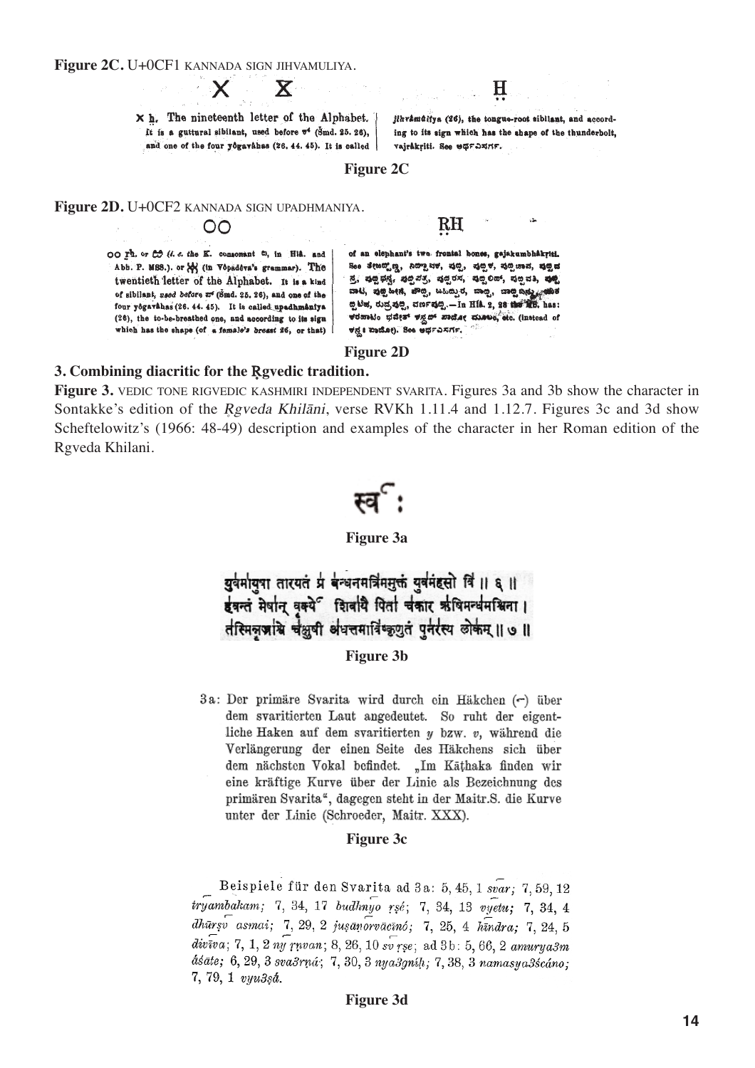**Figure 2C.** U+0CF1 KANNADA SIGN JIHVAMULIYA.

X ẖ. The nineteenth letter of the Alphabet. It is a guttural sibilant, used before ಕ (Šmd. 25. 26), and one of the four yôgavâhas (26. 44. 45). It is called jihvâmûlîya (26), the tongue-root sibilant, and according to its sign which has the shape of the thunderbolt, vajrâkṛiti. See ಅರ್ಧವಿಸರ್ಗ.

**Figure 2C**

**Figure 2D.** U+0CF2 KANNADA SIGN UPADHMANIYA.

OO ḫ. or (i. e. the K. consonant ಐ, in Hlâ. and Abh. P. MSS.). or (in Vôpadêva's grammar). The twentieth letter of the Alphabet. It is a kind of sibilant, used before ಪ (Šmd. 25. 26), and one of the four yôgavâhas (26. 44. 45). It is called upadhmânîya (26), the to-be-breathed one, and according to its sign which has the shape (of a female's breast 26, or that) of an elephant's two frontal bones, gajakumbhâkṛiti. See ... See ಅರ್ಧವಿಸರ್ಗ.

**Figure 2D**

**3. Combining diacritic for the Ṛgvedic tradition.**

**Figure 3.** VEDIC TONE RIGVEDIC KASHMIRI INDEPENDENT SVARITA. Figures 3a and 3b show the character in Sontakke's edition of the *Ṛgveda Khilāni*, verse RVKh 1.11.4 and 1.12.7. Figures 3c and 3d show Scheftelowitz's (1966: 48-49) description and examples of the character in her Roman edition of the Rgveda Khilani.

स्व᳘:

**Figure 3a**

युवंमायुषा तारयतं प्र बन्धनमत्रिममुक्तं युवंमहसो विं ॥ ६ ॥
इवन्तं मेषान् वृक्ये᳘ शिवायै पिता चंकार ऋषिमन्धमश्विना ।
तस्मिन्नक्षि चक्षुषी अधत्तमाविष्कृणुतं पुनरस्य लोकम् ॥ ७ ॥

**Figure 3b**

3a: Der primäre Svarita wird durch ein Häkchen (⌐) über dem svaritierten Laut angedeutet. So ruht der eigentliche Haken auf dem svaritierten *y* bzw. *v*, während die Verlängerung der einen Seite des Häkchens sich über dem nächsten Vokal befindet. „Im Kāṭhaka finden wir eine kräftige Kurve über der Linie als Bezeichnung des primären Svarita", dagegen steht in der Maitr.S. die Kurve unter der Linie (Schroeder, Maitr. XXX).

**Figure 3c**

Beispiele für den Svarita ad 3a: 5, 45, 1 *svar*; 7, 59, 12 *tryambakam*; 7, 34, 17 *budhnyo ṛṣé*; 7, 34, 13 *vyetu*; 7, 34, 4 *dhūrṣv asmai*; 7, 29, 2 *juṣāṇorvācīnó*; 7, 25, 4 *hīndra*; 7, 24, 5 *divīva*; 7, 1, 2 *ny ṛṇvan*; 8, 26, 10 *sv ṛṣe*; ad 3b: 5, 66, 2 *amurya3m áśate*; 6, 29, 3 *sva3rṇá*; 7, 30, 3 *nya3gnīḥ*; 7, 38, 3 *namasya3ścáno*; 7, 79, 1 *vyu3ṣā*.

**Figure 3d**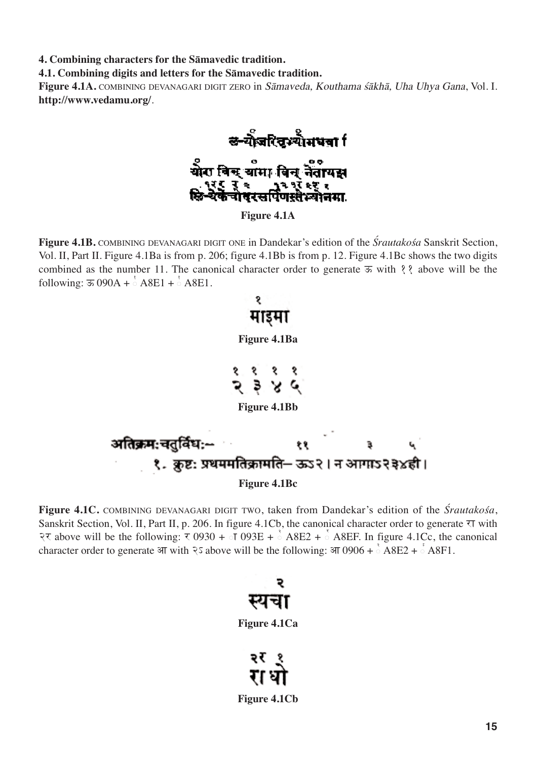**4. Combining characters for the Sāmavedic tradition.**

**4.1. Combining digits and letters for the Sāmavedic tradition.**

**Figure 4.1A.** COMBINING DEVANAGARI DIGIT ZERO in *Sāmaveda, Kouthama śākhā, Uha Uhya Gana*, Vol. I. **http://www.vedamu.org/**.

Figure 4.1A

**Figure 4.1B.** COMBINING DEVANAGARI DIGIT ONE in Dandekar's edition of the *Śrautakośa* Sanskrit Section, Vol. II, Part II. Figure 4.1Ba is from p. 206; figure 4.1Bb is from p. 12. Figure 4.1Bc shows the two digits combined as the number 11. The canonical character order to generate ऊ with ११ above will be the following: ऊ 090A + ◌꣡ A8E1 + ◌꣡ A8E1.

Figure 4.1Ba

Figure 4.1Bb

Figure 4.1Bc

**Figure 4.1C.** COMBINING DEVANAGARI DIGIT TWO, taken from Dandekar's edition of the *Śrautakośa*, Sanskrit Section, Vol. II, Part II, p. 206. In figure 4.1Cb, the canonical character order to generate रा with २र above will be the following: र 0930 + ◌ा 093E + ◌꣢ A8E2 + ◌꣯ A8EF. In figure 4.1Cc, the canonical character order to generate आ with २ऽ above will be the following: आ 0906 + ◌꣢ A8E2 + ◌꣱ A8F1.

Figure 4.1Ca

Figure 4.1Cb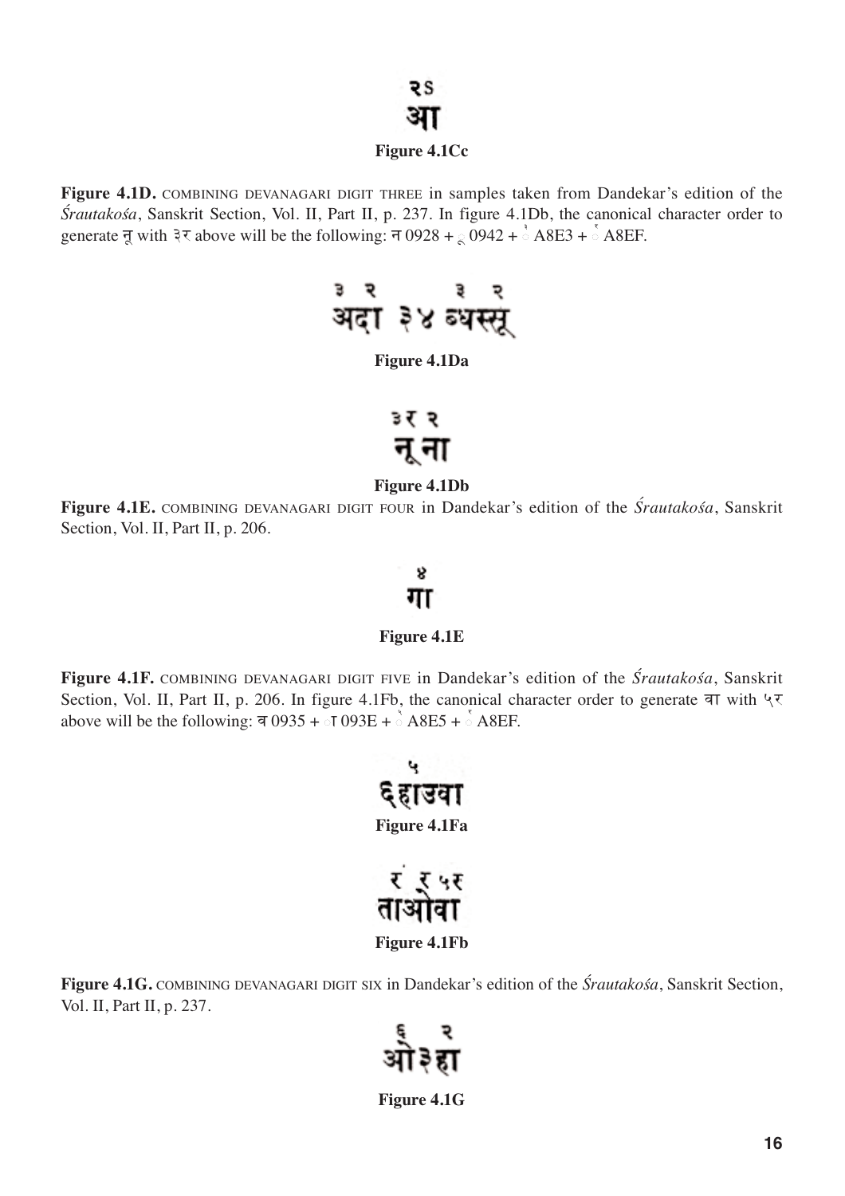Figure 4.1Cc

**Figure 4.1D.** COMBINING DEVANAGARI DIGIT THREE in samples taken from Dandekar's edition of the *Śrautakośa*, Sanskrit Section, Vol. II, Part II, p. 237. In figure 4.1Db, the canonical character order to generate नू with ३र above will be the following: न 0928 + ू 0942 + ꣣ A8E3 + ꣯ A8EF.

Figure 4.1Da

Figure 4.1Db

**Figure 4.1E.** COMBINING DEVANAGARI DIGIT FOUR in Dandekar's edition of the *Śrautakośa*, Sanskrit Section, Vol. II, Part II, p. 206.

Figure 4.1E

**Figure 4.1F.** COMBINING DEVANAGARI DIGIT FIVE in Dandekar's edition of the *Śrautakośa*, Sanskrit Section, Vol. II, Part II, p. 206. In figure 4.1Fb, the canonical character order to generate वा with ५र above will be the following: व 0935 + ा 093E + ꣥ A8E5 + ꣯ A8EF.

Figure 4.1Fa

Figure 4.1Fb

**Figure 4.1G.** COMBINING DEVANAGARI DIGIT SIX in Dandekar's edition of the *Śrautakośa*, Sanskrit Section, Vol. II, Part II, p. 237.

Figure 4.1G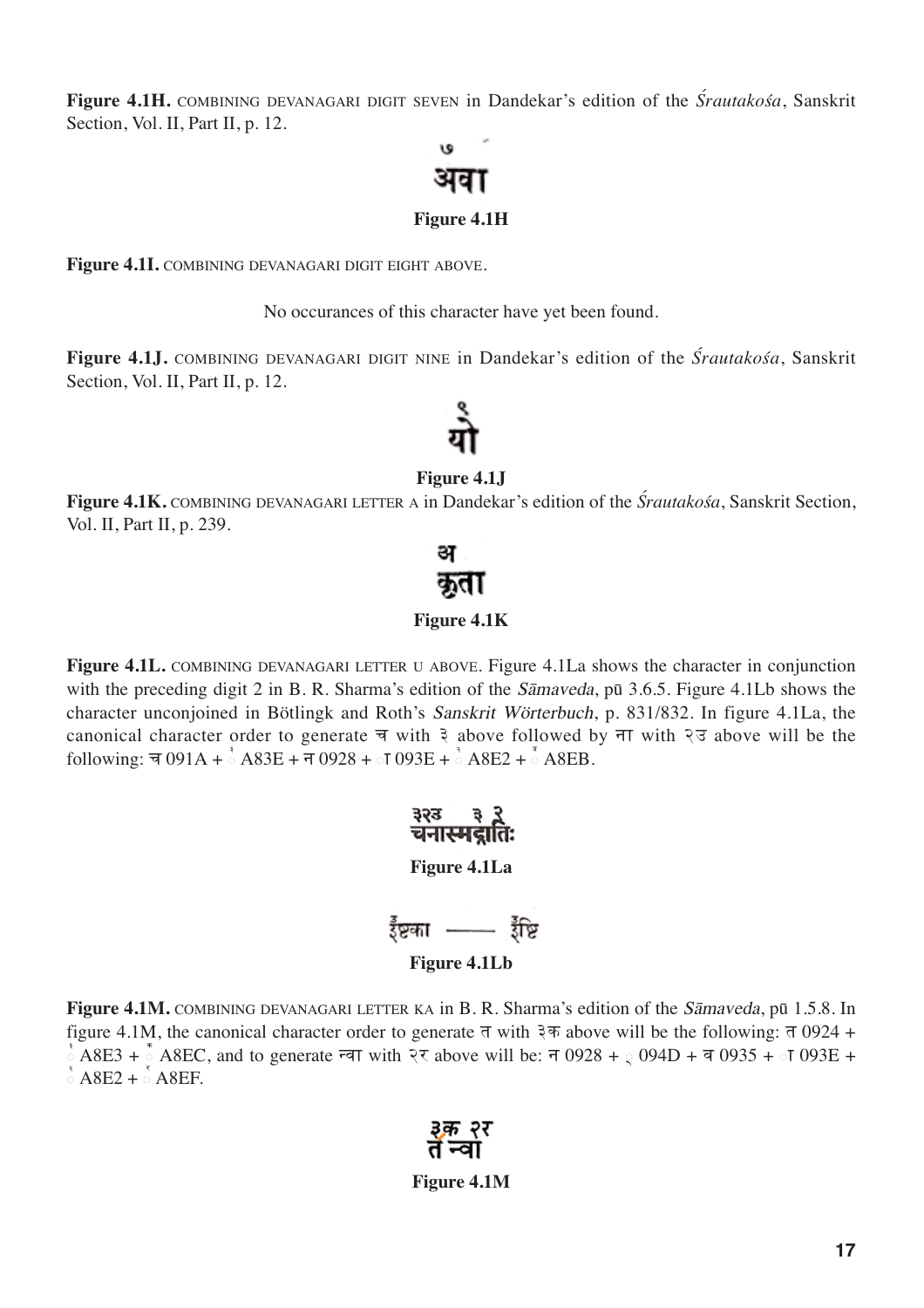**Figure 4.1H.** COMBINING DEVANAGARI DIGIT SEVEN in Dandekar's edition of the *Śrautakośa*, Sanskrit Section, Vol. II, Part II, p. 12.

Figure 4.1H

**Figure 4.1I.** COMBINING DEVANAGARI DIGIT EIGHT ABOVE.

No occurances of this character have yet been found.

**Figure 4.1J.** COMBINING DEVANAGARI DIGIT NINE in Dandekar's edition of the *Śrautakośa*, Sanskrit Section, Vol. II, Part II, p. 12.

Figure 4.1J

**Figure 4.1K.** COMBINING DEVANAGARI LETTER A in Dandekar's edition of the *Śrautakośa*, Sanskrit Section, Vol. II, Part II, p. 239.

Figure 4.1K

**Figure 4.1L.** COMBINING DEVANAGARI LETTER U ABOVE. Figure 4.1La shows the character in conjunction with the preceding digit 2 in B. R. Sharma's edition of the *Sāmaveda*, pū 3.6.5. Figure 4.1Lb shows the character unconjoined in Bötlingk and Roth's *Sanskrit Wörterbuch*, p. 831/832. In figure 4.1La, the canonical character order to generate च with ३ above followed by ना with २उ above will be the following: च 091A + ◌ A83E + न 0928 + ◌ा 093E + ◌ A8E2 + ◌ A8EB.

Figure 4.1La

Figure 4.1Lb

**Figure 4.1M.** COMBINING DEVANAGARI LETTER KA in B. R. Sharma's edition of the *Sāmaveda*, pū 1.5.8. In figure 4.1M, the canonical character order to generate त with ३क above will be the following: त 0924 + ◌ A8E3 + ◌ A8EC, and to generate न्वा with २र above will be: न 0928 + ◌् 094D + व 0935 + ◌ा 093E + ◌ A8E2 + ◌ A8EF.

Figure 4.1M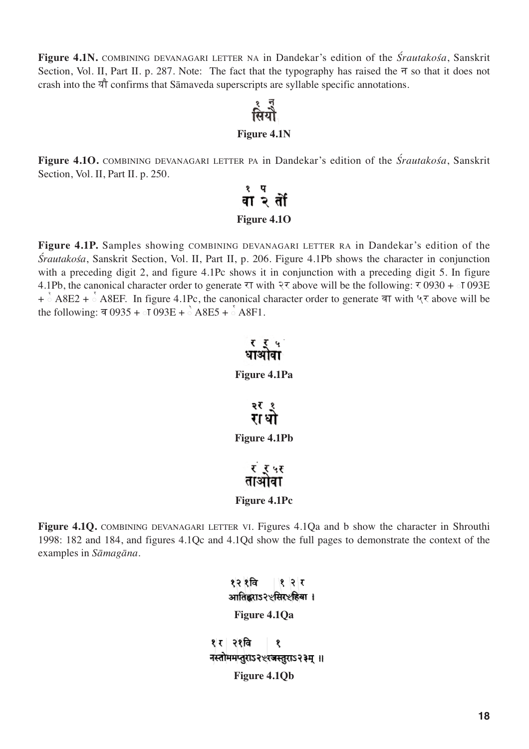**Figure 4.1N.** COMBINING DEVANAGARI LETTER NA in Dandekar's edition of the *Śrautakośa*, Sanskrit Section, Vol. II, Part II. p. 287. Note: The fact that the typography has raised the न so that it does not crash into the यौ confirms that Sāmaveda superscripts are syllable specific annotations.

१ न
सियौ

**Figure 4.1N**

**Figure 4.1O.** COMBINING DEVANAGARI LETTER PA in Dandekar's edition of the *Śrautakośa*, Sanskrit Section, Vol. II, Part II. p. 250.

१ प
वा २ तों

**Figure 4.1O**

**Figure 4.1P.** Samples showing COMBINING DEVANAGARI LETTER RA in Dandekar's edition of the *Śrautakośa*, Sanskrit Section, Vol. II, Part II, p. 206. Figure 4.1Pb shows the character in conjunction with a preceding digit 2, and figure 4.1Pc shows it in conjunction with a preceding digit 5. In figure 4.1Pb, the canonical character order to generate रा with २र above will be the following: र 0930 + ा 093E + ꣢ A8E2 + ꣯ A8EF. In figure 4.1Pc, the canonical character order to generate वा with ५र above will be the following: व 0935 + ा 093E + ꣥ A8E5 + ꣱ A8F1.

र र ५
धाओवा

**Figure 4.1Pa**

२र १
रा धो

**Figure 4.1Pb**

र र ५र
ताओवा

**Figure 4.1Pc**

**Figure 4.1Q.** COMBINING DEVANAGARI LETTER VI. Figures 4.1Qa and b show the character in Shrouthi 1998: 182 and 184, and figures 4.1Qc and 4.1Qd show the full pages to demonstrate the context of the examples in *Sāmagāna*.

१२ १वि १ २ र
आतिह्वराऽ२ऽसिरऽहिया ।

**Figure 4.1Qa**

१ र २१वि १
नस्तोममप्तुराऽ२ऽरजस्तुराऽ२३म् ॥

**Figure 4.1Qb**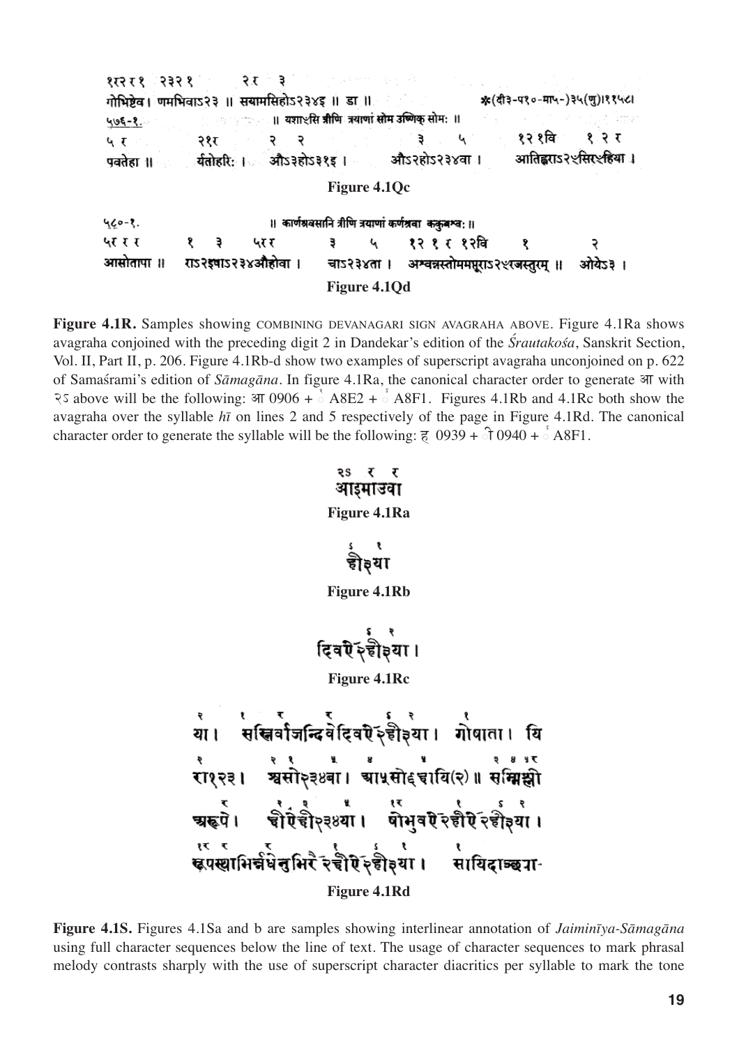१२२१ २३२१ २१ ३
गोभिष्टेव। णमभिवाऽ२३ ॥ सयामसिहोऽ२३४इ ॥ डा ॥ *(दी३-प१०-मा५-)३५(णु)।११५८।
५७६-१. ॥ यशाऽसि त्रीणि त्रयाणां सोम उष्णिक् सोमः ॥
५ र २१र २ २ ३ ५ १२ १वि १ २ र
पवतेहा ॥ र्यतोहरिः । औऽ३होऽ३१इ । औऽ२होऽ२३४वा । आतिह्वराऽ२ऽसिरऽहिया ।

**Figure 4.1Qc**

५८०-१. ॥ कार्णश्रवसानि त्रीणि त्रयाणां कर्णश्रवा ककुभश्व: ॥
५र र र १ ३ ५रर ३ ५ १२ १ र १२वि १ २
आसोतापा ॥ राऽ२इषाऽ२३४औहोवा । चाऽ२३४ता । अम्वन्नस्तोममघूराऽ२ऽरजस्तुरम् ॥ ओयेऽ३ ।

**Figure 4.1Qd**

**Figure 4.1R.** Samples showing COMBINING DEVANAGARI SIGN AVAGRAHA ABOVE. Figure 4.1Ra shows avagraha conjoined with the preceding digit 2 in Dandekar's edition of the *Śrautakośa*, Sanskrit Section, Vol. II, Part II, p. 206. Figure 4.1Rb-d show two examples of superscript avagraha unconjoined on p. 622 of Samaśrami's edition of *Sāmagāna*. In figure 4.1Ra, the canonical character order to generate आ with २ऽ above will be the following: आ 0906 + ꣢ A8E2 + ꣱ A8F1. Figures 4.1Rb and 4.1Rc both show the avagraha over the syllable *hī* on lines 2 and 5 respectively of the page in Figure 4.1Rd. The canonical character order to generate the syllable will be the following: ह 0939 + ी 0940 + ꣱ A8F1.

२ऽ र र
आइमाउवा

**Figure 4.1Ra**

ऽ १
हीऽया

**Figure 4.1Rb**

ऽ १
दिवऐ२हीऽया ।

**Figure 4.1Rc**

२ १ र र ऽ २ १
या । सम्निर्वाजन्दिवेदिवऐ२हीऽया । गोषाता । यि
१ २ १ ५ ४ ५ ३ ४ ५र
रा१२३ । श्वसो२३४वा । श्वा५सो६हायि(२) ॥ सम्मिश्लो
र १ ३ ५ १र १ ऽ २
श्चरूपे । हीऐही२३४या । षोभुवऐ२हीऐ२हीऽया ।
१र र र १ ऽ १ १
ह्वपस्याभिर्न्नधेनुभिरै२हीऐ२हीऽया । सायिदाञ्छ्रा-

**Figure 4.1Rd**

**Figure 4.1S.** Figures 4.1Sa and b are samples showing interlinear annotation of *Jaiminīya-Sāmagāna* using full character sequences below the line of text. The usage of character sequences to mark phrasal melody contrasts sharply with the use of superscript character diacritics per syllable to mark the tone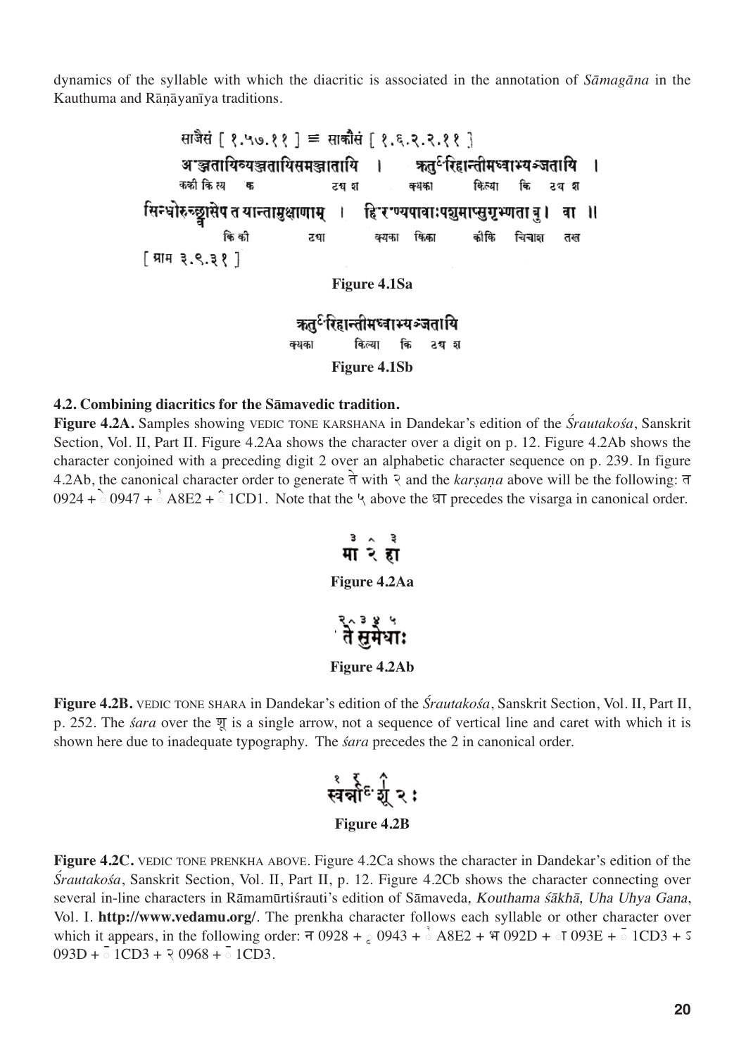dynamics of the syllable with which the diacritic is associated in the annotation of *Sāmagāna* in the Kauthuma and Rāṇāyanīya traditions.

**Figure 4.1Sa**

**Figure 4.1Sb**

**4.2. Combining diacritics for the Sāmavedic tradition.**

**Figure 4.2A.** Samples showing VEDIC TONE KARSHANA in Dandekar's edition of the *Śrautakośa*, Sanskrit Section, Vol. II, Part II. Figure 4.2Aa shows the character over a digit on p. 12. Figure 4.2Ab shows the character conjoined with a preceding digit 2 over an alphabetic character sequence on p. 239. In figure 4.2Ab, the canonical character order to generate ते with २ and the *karṣaṇa* above will be the following: त 0924 + े 0947 + ꣢ A8E2 + ᳑ 1CD1. Note that the ५ above the धा precedes the visarga in canonical order.

**Figure 4.2Aa**

**Figure 4.2Ab**

**Figure 4.2B.** VEDIC TONE SHARA in Dandekar's edition of the *Śrautakośa*, Sanskrit Section, Vol. II, Part II, p. 252. The *śara* over the शू is a single arrow, not a sequence of vertical line and caret with which it is shown here due to inadequate typography. The *śara* precedes the 2 in canonical order.

**Figure 4.2B**

**Figure 4.2C.** VEDIC TONE PRENKHA ABOVE. Figure 4.2Ca shows the character in Dandekar's edition of the *Śrautakośa*, Sanskrit Section, Vol. II, Part II, p. 12. Figure 4.2Cb shows the character connecting over several in-line characters in Rāmamūrtiśrauti's edition of Sāmaveda, *Kouthama śākhā, Uha Uhya Gana*, Vol. I. **http://www.vedamu.org/**. The prenkha character follows each syllable or other character over which it appears, in the following order: न 0928 + ृ 0943 + ꣢ A8E2 + भ 092D + ा 093E + ᳓ 1CD3 + ऽ 093D + ᳓ 1CD3 + २ 0968 + ᳓ 1CD3.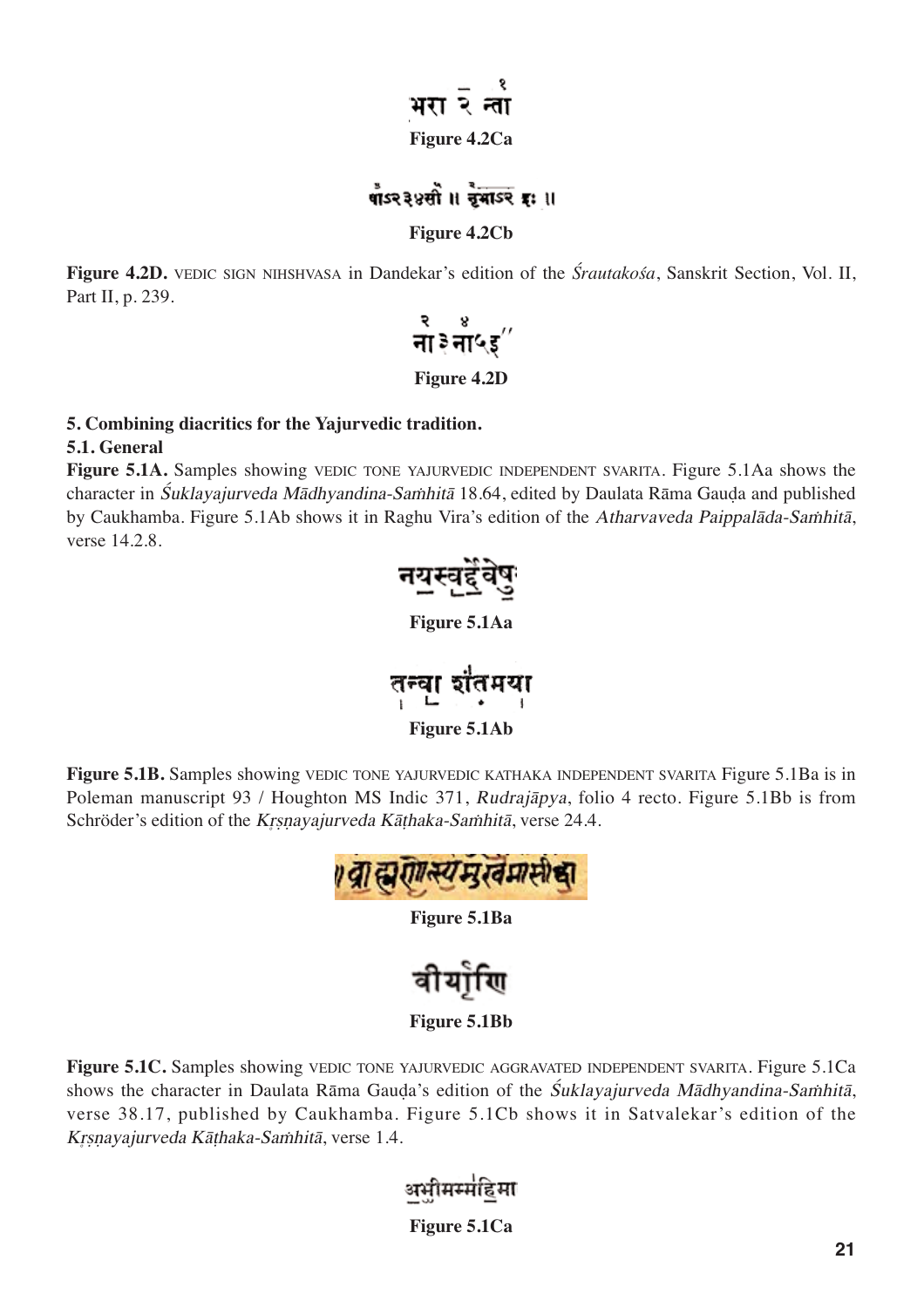Figure 4.2Ca

Figure 4.2Cb

**Figure 4.2D.** VEDIC SIGN NIHSHVASA in Dandekar's edition of the *Śrautakośa*, Sanskrit Section, Vol. II, Part II, p. 239.

Figure 4.2D

**5. Combining diacritics for the Yajurvedic tradition.**

**5.1. General**

**Figure 5.1A.** Samples showing VEDIC TONE YAJURVEDIC INDEPENDENT SVARITA. Figure 5.1Aa shows the character in *Śuklayajurveda Mādhyandina-Saṁhitā* 18.64, edited by Daulata Rāma Gauḍa and published by Caukhamba. Figure 5.1Ab shows it in Raghu Vira's edition of the *Atharvaveda Paippalāda-Saṁhitā*, verse 14.2.8.

Figure 5.1Aa

Figure 5.1Ab

**Figure 5.1B.** Samples showing VEDIC TONE YAJURVEDIC KATHAKA INDEPENDENT SVARITA Figure 5.1Ba is in Poleman manuscript 93 / Houghton MS Indic 371, *Rudrajāpya*, folio 4 recto. Figure 5.1Bb is from Schröder's edition of the *Kṛṣṇayajurveda Kāṭhaka-Saṁhitā*, verse 24.4.

Figure 5.1Ba

Figure 5.1Bb

**Figure 5.1C.** Samples showing VEDIC TONE YAJURVEDIC AGGRAVATED INDEPENDENT SVARITA. Figure 5.1Ca shows the character in Daulata Rāma Gauḍa's edition of the *Śuklayajurveda Mādhyandina-Saṁhitā*, verse 38.17, published by Caukhamba. Figure 5.1Cb shows it in Satvalekar's edition of the *Kṛṣṇayajurveda Kāṭhaka-Saṁhitā*, verse 1.4.

Figure 5.1Ca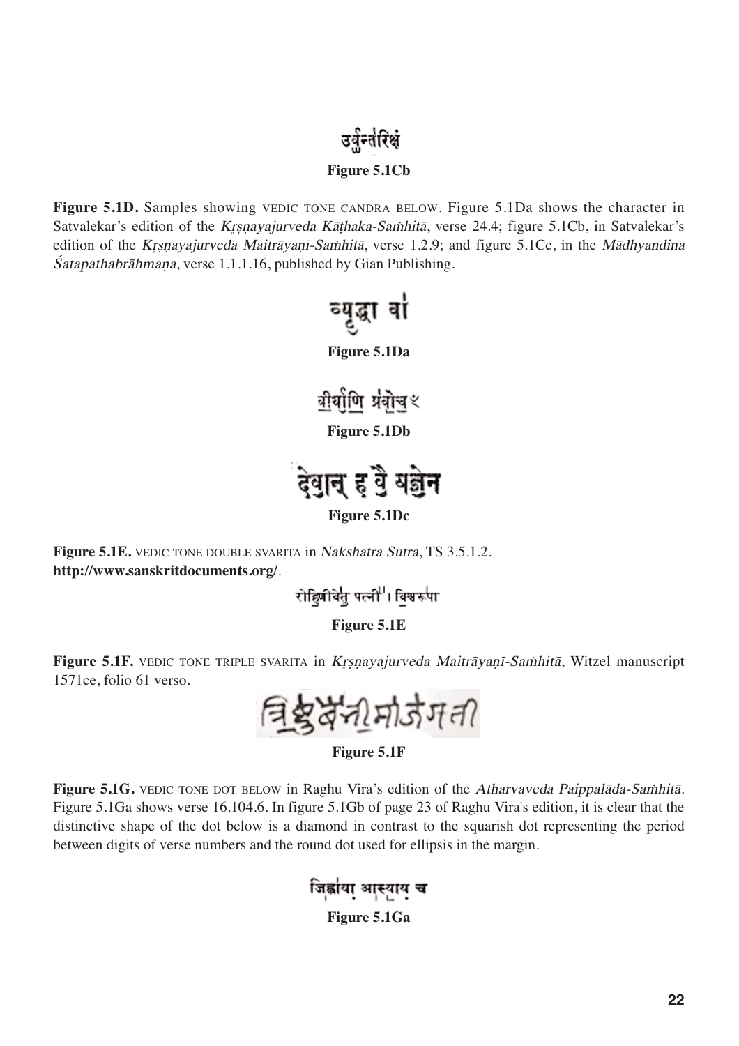उर्व॒न्तरि॑क्षं

**Figure 5.1Cb**

**Figure 5.1D.** Samples showing VEDIC TONE CANDRA BELOW. Figure 5.1Da shows the character in Satvalekar's edition of the *Kṛṣṇayajurveda Kāṭhaka-Saṁhitā*, verse 24.4; figure 5.1Cb, in Satvalekar's edition of the *Kṛṣṇayajurveda Maitrāyaṇī-Saṁhitā*, verse 1.2.9; and figure 5.1Cc, in the *Mādhyandina Śatapathabrāhmaṇa*, verse 1.1.1.16, published by Gian Publishing.

व्यृद्धा वा

**Figure 5.1Da**

वीर्याणि प्रवोचः

**Figure 5.1Db**

देवान् ह वै यज्ञेन

**Figure 5.1Dc**

**Figure 5.1E.** VEDIC TONE DOUBLE SVARITA in *Nakshatra Sutra*, TS 3.5.1.2. **http://www.sanskritdocuments.org/**.

रोहिणीवेतु पत्नी। विश्वरूपा

**Figure 5.1E**

**Figure 5.1F.** VEDIC TONE TRIPLE SVARITA in *Kṛṣṇayajurveda Maitrāyaṇī-Saṁhitā*, Witzel manuscript 1571ce, folio 61 verso.

त्रिष्टुबेन्नीमोजेगती

**Figure 5.1F**

**Figure 5.1G.** VEDIC TONE DOT BELOW in Raghu Vira's edition of the *Atharvaveda Paippalāda-Saṁhitā*. Figure 5.1Ga shows verse 16.104.6. In figure 5.1Gb of page 23 of Raghu Vira's edition, it is clear that the distinctive shape of the dot below is a diamond in contrast to the squarish dot representing the period between digits of verse numbers and the round dot used for ellipsis in the margin.

जिह्वाया आस्याय च

**Figure 5.1Ga**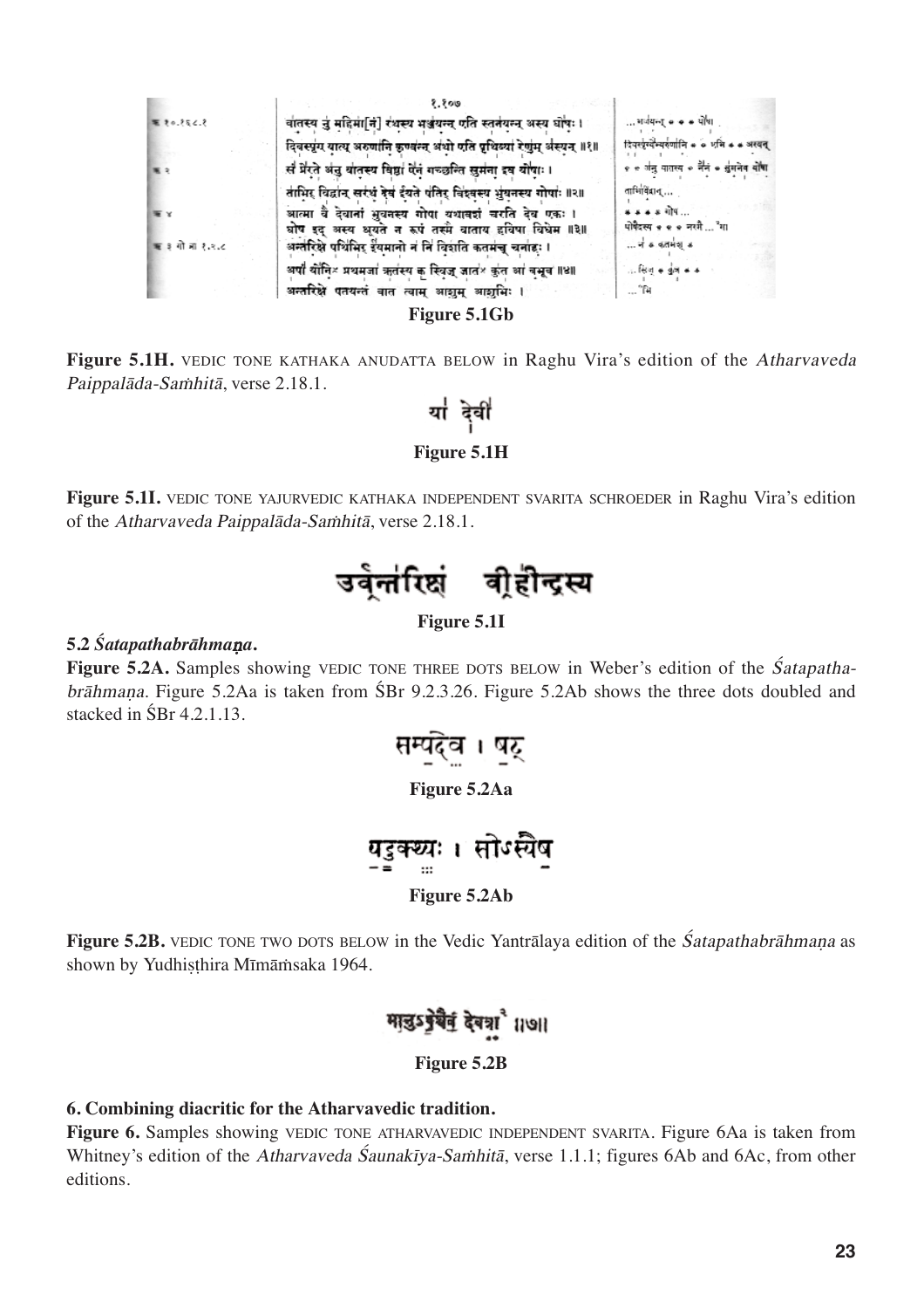**Figure 5.1Gb**

**Figure 5.1H.** VEDIC TONE KATHAKA ANUDATTA BELOW in Raghu Vira's edition of the *Atharvaveda Paippalāda-Saṁhitā*, verse 2.18.1.

**Figure 5.1H**

**Figure 5.1I.** VEDIC TONE YAJURVEDIC KATHAKA INDEPENDENT SVARITA SCHROEDER in Raghu Vira's edition of the *Atharvaveda Paippalāda-Saṁhitā*, verse 2.18.1.

**Figure 5.1I**

### 5.2 *Śatapathabrāhmaṇa*.

**Figure 5.2A.** Samples showing VEDIC TONE THREE DOTS BELOW in Weber's edition of the *Śatapathabrāhmaṇa*. Figure 5.2Aa is taken from ŚBr 9.2.3.26. Figure 5.2Ab shows the three dots doubled and stacked in ŚBr 4.2.1.13.

**Figure 5.2Aa**

**Figure 5.2Ab**

**Figure 5.2B.** VEDIC TONE TWO DOTS BELOW in the Vedic Yantrālaya edition of the *Śatapathabrāhmaṇa* as shown by Yudhiṣṭhira Mīmāṁsaka 1964.

**Figure 5.2B**

### 6. Combining diacritic for the Atharvavedic tradition.

**Figure 6.** Samples showing VEDIC TONE ATHARVAVEDIC INDEPENDENT SVARITA. Figure 6Aa is taken from Whitney's edition of the *Atharvaveda Śaunakīya-Saṁhitā*, verse 1.1.1; figures 6Ab and 6Ac, from other editions.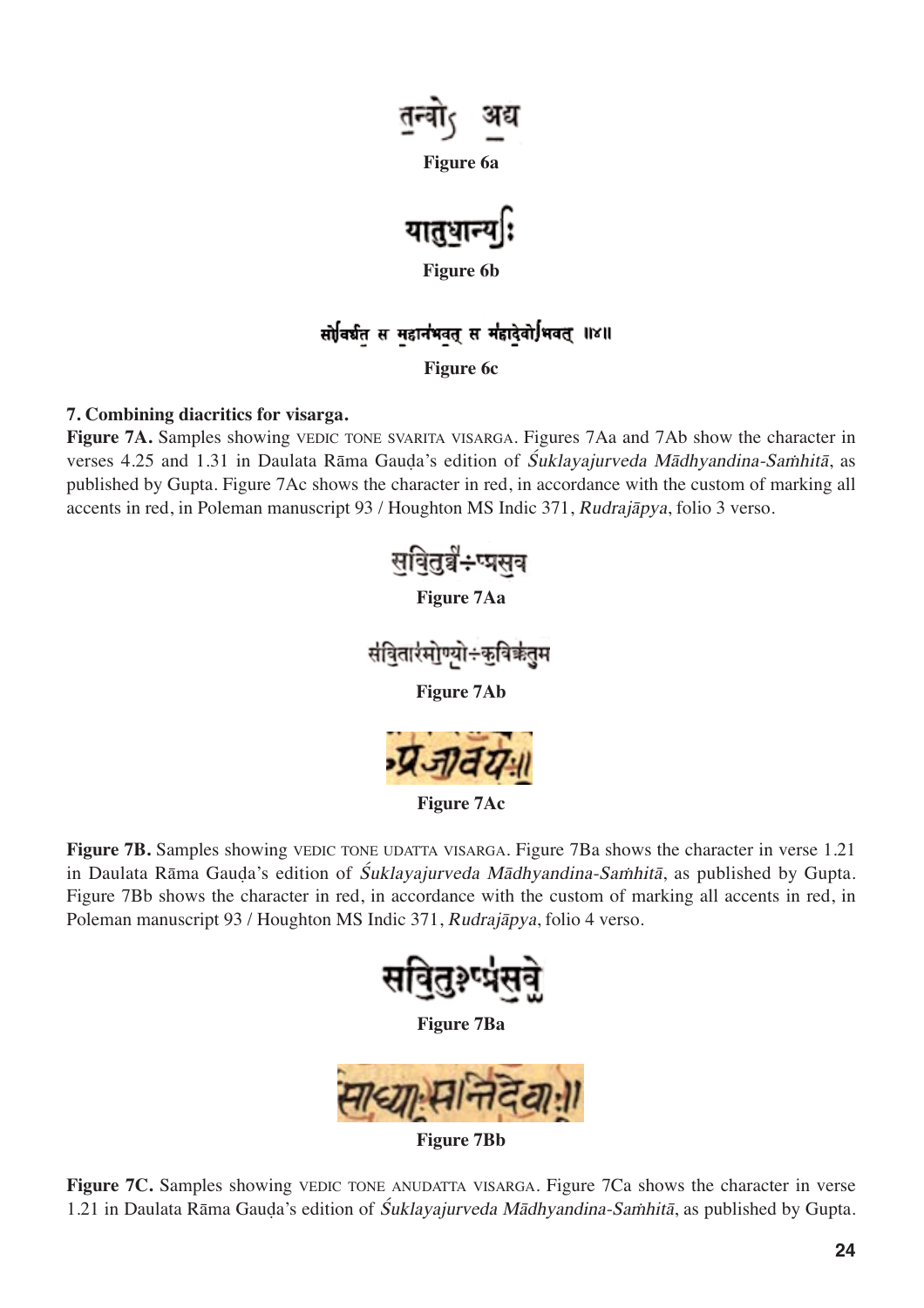Figure 6a

Figure 6b

Figure 6c

**7. Combining diacritics for visarga.**

**Figure 7A.** Samples showing VEDIC TONE SVARITA VISARGA. Figures 7Aa and 7Ab show the character in verses 4.25 and 1.31 in Daulata Rāma Gauḍa's edition of *Śuklayajurveda Mādhyandina-Saṁhitā*, as published by Gupta. Figure 7Ac shows the character in red, in accordance with the custom of marking all accents in red, in Poleman manuscript 93 / Houghton MS Indic 371, *Rudrajāpya*, folio 3 verso.

Figure 7Aa

Figure 7Ab

Figure 7Ac

**Figure 7B.** Samples showing VEDIC TONE UDATTA VISARGA. Figure 7Ba shows the character in verse 1.21 in Daulata Rāma Gauḍa's edition of *Śuklayajurveda Mādhyandina-Saṁhitā*, as published by Gupta. Figure 7Bb shows the character in red, in accordance with the custom of marking all accents in red, in Poleman manuscript 93 / Houghton MS Indic 371, *Rudrajāpya*, folio 4 verso.

Figure 7Ba

Figure 7Bb

**Figure 7C.** Samples showing VEDIC TONE ANUDATTA VISARGA. Figure 7Ca shows the character in verse 1.21 in Daulata Rāma Gauḍa's edition of *Śuklayajurveda Mādhyandina-Saṁhitā*, as published by Gupta.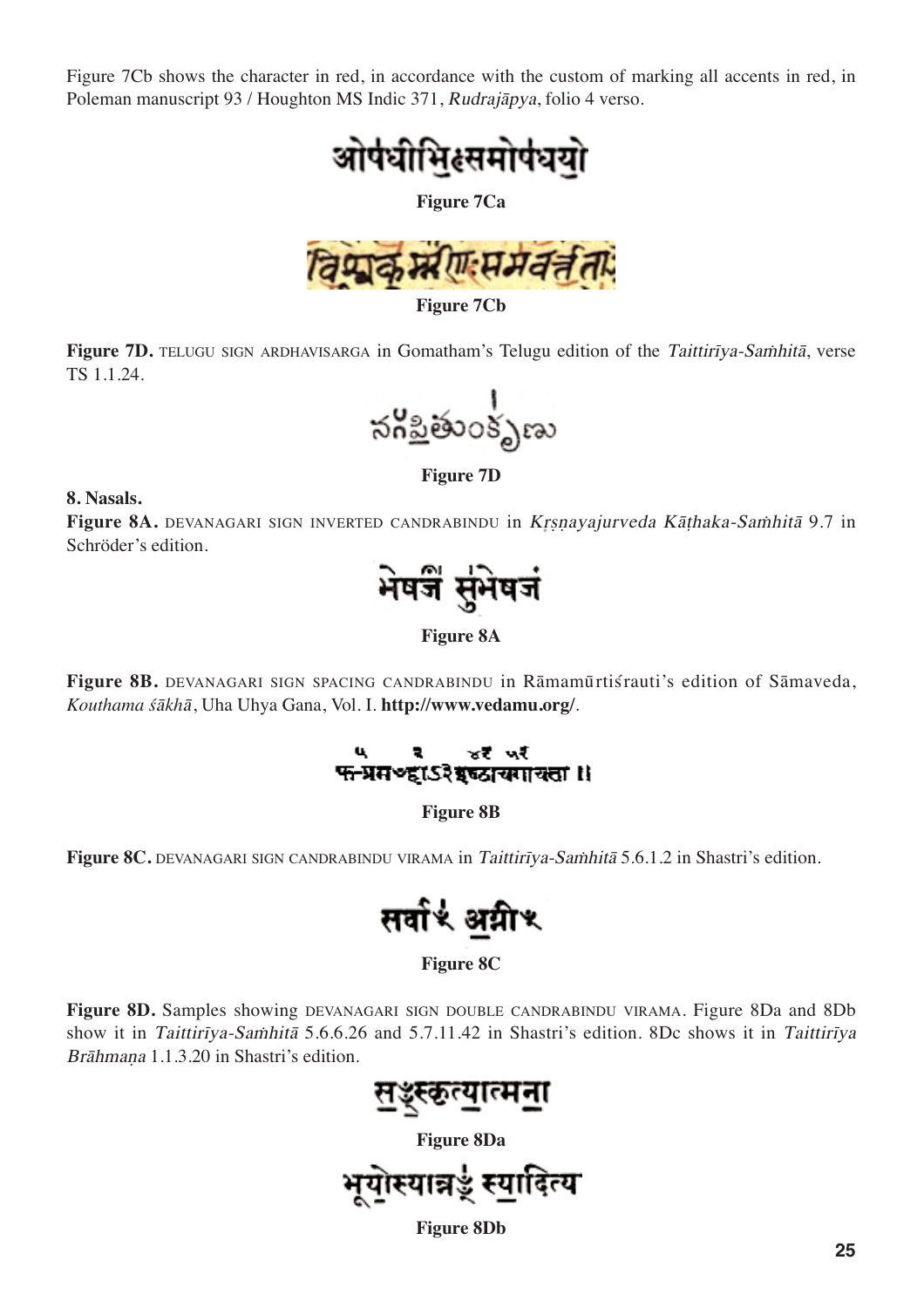Figure 7Cb shows the character in red, in accordance with the custom of marking all accents in red, in Poleman manuscript 93 / Houghton MS Indic 371, *Rudrajāpya*, folio 4 verso.

**Figure 7Ca**

**Figure 7Cb**

**Figure 7D.** TELUGU SIGN ARDHAVISARGA in Gomatham's Telugu edition of the *Taittirīya-Saṁhitā*, verse TS 1.1.24.

**Figure 7D**

**8. Nasals.**

**Figure 8A.** DEVANAGARI SIGN INVERTED CANDRABINDU in *Kṛṣṇayajurveda Kāṭhaka-Saṁhitā* 9.7 in Schröder's edition.

**Figure 8A**

**Figure 8B.** DEVANAGARI SIGN SPACING CANDRABINDU in Rāmamūrtiśrauti's edition of Sāmaveda, *Kouthama śākhā*, Uha Uhya Gana, Vol. I. **http://www.vedamu.org/**.

**Figure 8B**

**Figure 8C.** DEVANAGARI SIGN CANDRABINDU VIRAMA in *Taittirīya-Saṁhitā* 5.6.1.2 in Shastri's edition.

**Figure 8C**

**Figure 8D.** Samples showing DEVANAGARI SIGN DOUBLE CANDRABINDU VIRAMA. Figure 8Da and 8Db show it in *Taittirīya-Saṁhitā* 5.6.6.26 and 5.7.11.42 in Shastri's edition. 8Dc shows it in *Taittirīya Brāhmaṇa* 1.1.3.20 in Shastri's edition.

**Figure 8Da**

**Figure 8Db**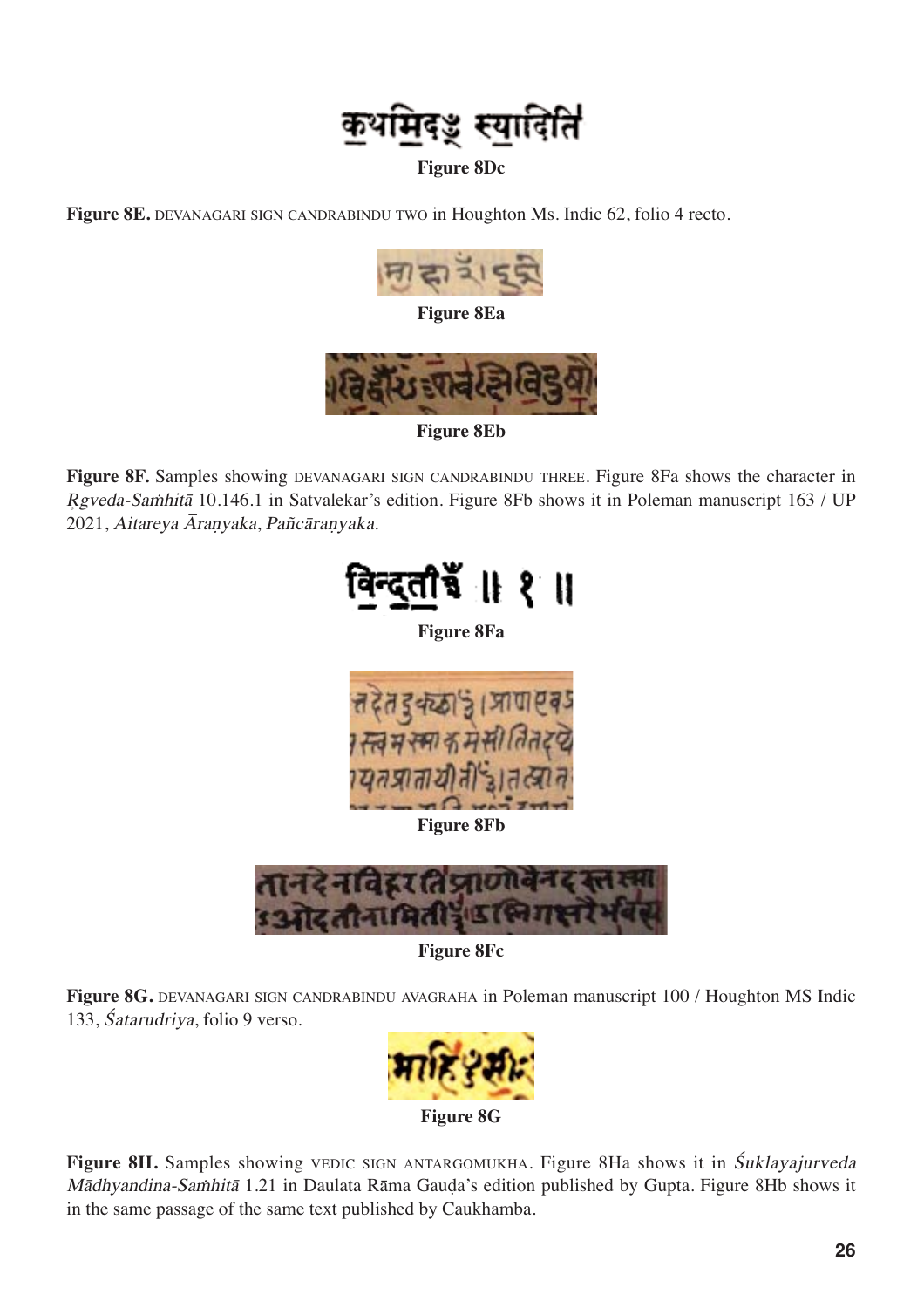Figure 8Dc

**Figure 8E.** DEVANAGARI SIGN CANDRABINDU TWO in Houghton Ms. Indic 62, folio 4 recto.

Figure 8Ea

Figure 8Eb

**Figure 8F.** Samples showing DEVANAGARI SIGN CANDRABINDU THREE. Figure 8Fa shows the character in *Ṛgveda-Saṁhitā* 10.146.1 in Satvalekar's edition. Figure 8Fb shows it in Poleman manuscript 163 / UP 2021, *Aitareya Āraṇyaka*, *Pañcāraṇyaka*.

Figure 8Fa

Figure 8Fb

Figure 8Fc

**Figure 8G.** DEVANAGARI SIGN CANDRABINDU AVAGRAHA in Poleman manuscript 100 / Houghton MS Indic 133, *Śatarudriya*, folio 9 verso.

Figure 8G

**Figure 8H.** Samples showing VEDIC SIGN ANTARGOMUKHA. Figure 8Ha shows it in *Śuklayajurveda Mādhyandina-Saṁhitā* 1.21 in Daulata Rāma Gauḍa's edition published by Gupta. Figure 8Hb shows it in the same passage of the same text published by Caukhamba.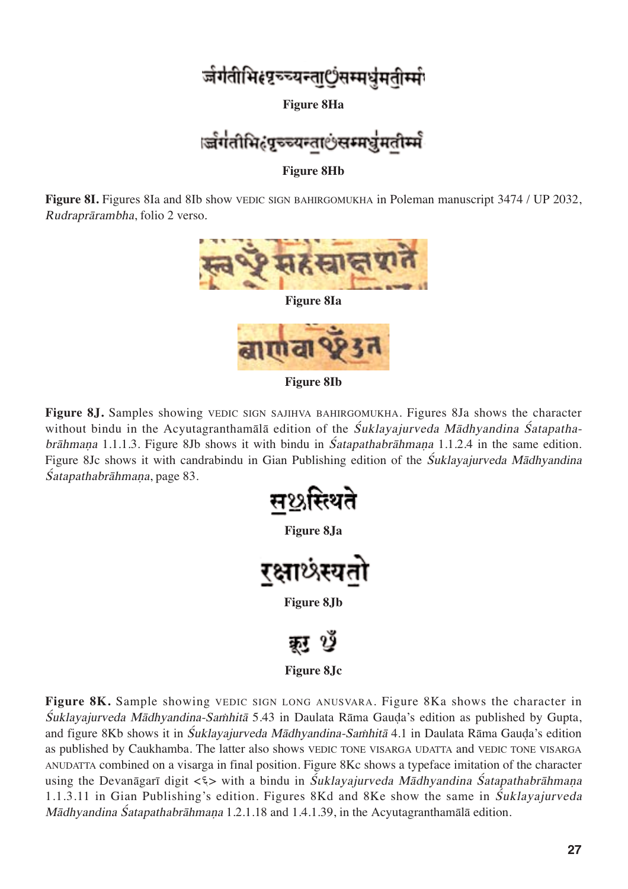Figure 8Ha

Figure 8Hb

**Figure 8I.** Figures 8Ia and 8Ib show VEDIC SIGN BAHIRGOMUKHA in Poleman manuscript 3474 / UP 2032, *Rudraprārambha*, folio 2 verso.

Figure 8Ia

Figure 8Ib

**Figure 8J.** Samples showing VEDIC SIGN SAJIHVA BAHIRGOMUKHA. Figures 8Ja shows the character without bindu in the Acyutagranthamālā edition of the *Śuklayajurveda Mādhyandina Śatapathabrāhmaṇa* 1.1.1.3. Figure 8Jb shows it with bindu in *Śatapathabrāhmaṇa* 1.1.2.4 in the same edition. Figure 8Jc shows it with candrabindu in Gian Publishing edition of the *Śuklayajurveda Mādhyandina Śatapathabrāhmaṇa*, page 83.

Figure 8Ja

Figure 8Jb

Figure 8Jc

**Figure 8K.** Sample showing VEDIC SIGN LONG ANUSVARA. Figure 8Ka shows the character in *Śuklayajurveda Mādhyandina-Saṁhitā* 5.43 in Daulata Rāma Gauḍa's edition as published by Gupta, and figure 8Kb shows it in *Śuklayajurveda Mādhyandina-Saṁhitā* 4.1 in Daulata Rāma Gauḍa's edition as published by Caukhamba. The latter also shows VEDIC TONE VISARGA UDATTA and VEDIC TONE VISARGA ANUDATTA combined on a visarga in final position. Figure 8Kc shows a typeface imitation of the character using the Devanāgarī digit <६> with a bindu in *Śuklayajurveda Mādhyandina Śatapathabrāhmaṇa* 1.1.3.11 in Gian Publishing's edition. Figures 8Kd and 8Ke show the same in *Śuklayajurveda Mādhyandina Śatapathabrāhmaṇa* 1.2.1.18 and 1.4.1.39, in the Acyutagranthamālā edition.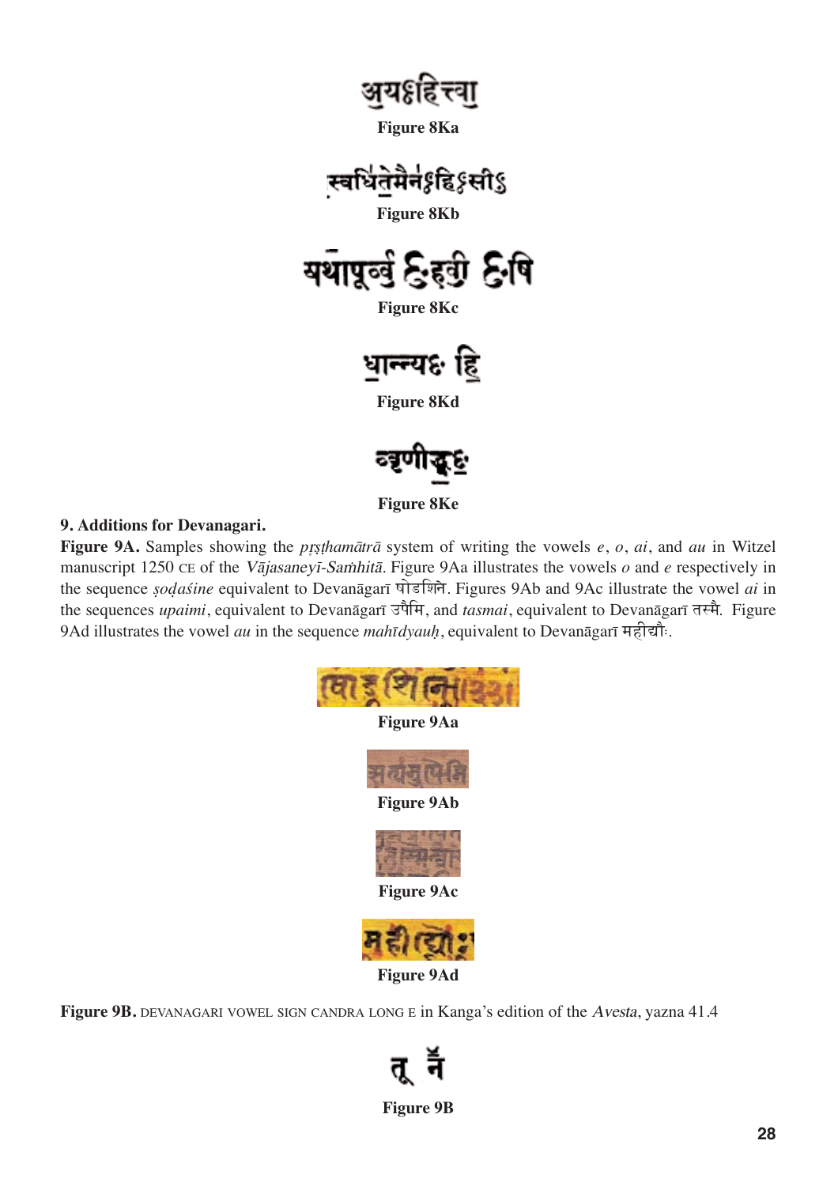Figure 8Ka

Figure 8Kb

Figure 8Kc

Figure 8Kd

Figure 8Ke

**9. Additions for Devanagari.**

**Figure 9A.** Samples showing the *pṛṣṭhamātrā* system of writing the vowels *e*, *o*, *ai*, and *au* in Witzel manuscript 1250 CE of the *Vājasaneyī-Saṁhitā*. Figure 9Aa illustrates the vowels *o* and *e* respectively in the sequence *ṣoḍaśine* equivalent to Devanāgarī षोडशिने. Figures 9Ab and 9Ac illustrate the vowel *ai* in the sequences *upaimi*, equivalent to Devanāgarī उपैमि, and *tasmai*, equivalent to Devanāgarī तस्मै. Figure 9Ad illustrates the vowel *au* in the sequence *mahīdyauḥ*, equivalent to Devanāgarī महीद्यौः.

Figure 9Aa

Figure 9Ab

Figure 9Ac

Figure 9Ad

**Figure 9B.** DEVANAGARI VOWEL SIGN CANDRA LONG E in Kanga's edition of the *Avesta*, yazna 41.4

Figure 9B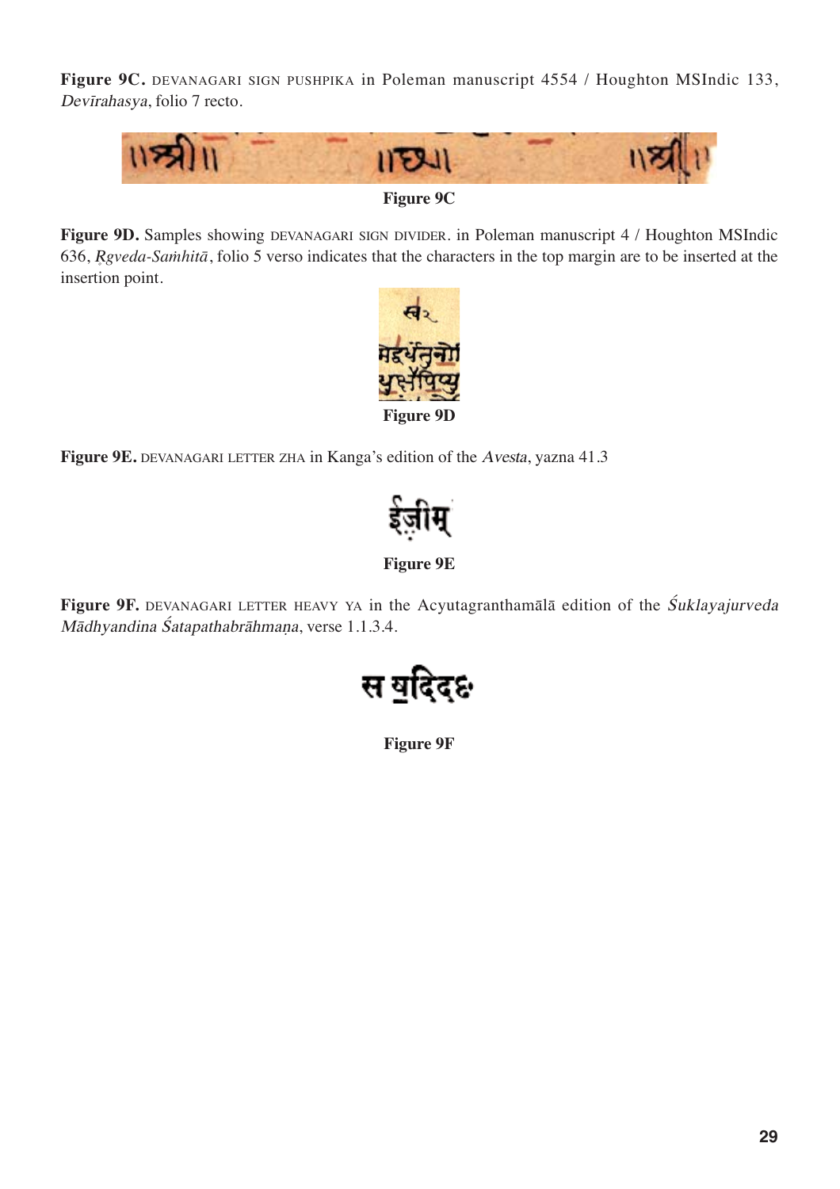**Figure 9C.** DEVANAGARI SIGN PUSHPIKA in Poleman manuscript 4554 / Houghton MSIndic 133, *Devīrahasya*, folio 7 recto.

Figure 9C

**Figure 9D.** Samples showing DEVANAGARI SIGN DIVIDER. in Poleman manuscript 4 / Houghton MSIndic 636, *Ṛgveda-Saṁhitā*, folio 5 verso indicates that the characters in the top margin are to be inserted at the insertion point.

Figure 9D

**Figure 9E.** DEVANAGARI LETTER ZHA in Kanga's edition of the *Avesta*, yazna 41.3

Figure 9E

**Figure 9F.** DEVANAGARI LETTER HEAVY YA in the Acyutagranthamālā edition of the *Śuklayajurveda Mādhyandina Śatapathabrāhmaṇa*, verse 1.1.3.4.

Figure 9F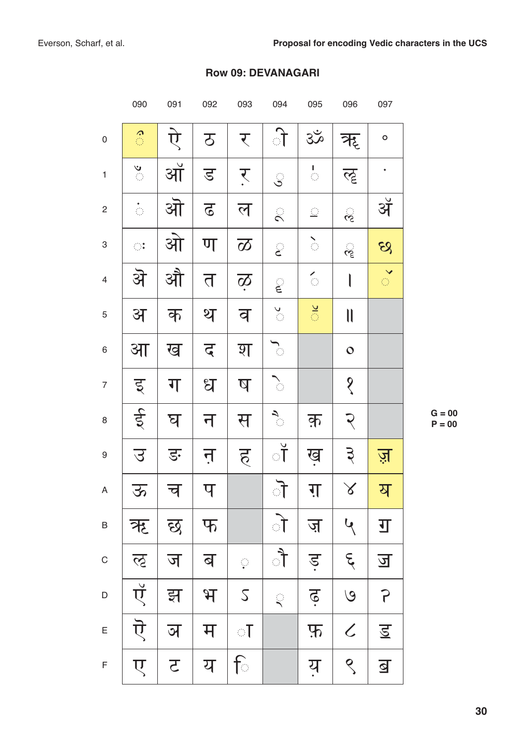## Row 09: DEVANAGARI

| | 090 | 091 | 092 | 093 | 094 | 095 | 096 | 097 |
|---|---|---|---|---|---|---|---|---|
| 0 | ◌ऀ | ऐ | ठ | र | ◌ी | ॐ | ॠ | ॰ |
| 1 | ◌ँ | ऑ | ड | ऱ | ◌ु | ◌॑ | ॡ | ॱ |
| 2 | ◌ं | ऒ | ढ | ल | ◌ू | ◌॒ | ◌ॢ | ॲ |
| 3 | ◌ः | ओ | ण | ळ | ◌ृ | ◌॓ | ◌ॣ | ॳ |
| 4 | ऄ | औ | त | ऴ | ◌ॄ | ◌॔ | । | ◌ॴ |
| 5 | अ | क | थ | व | ◌ॅ | ◌ॕ | ॥ | |
| 6 | आ | ख | द | श | ◌ॆ | | ० | |
| 7 | इ | ग | ध | ष | ◌े | | १ | |
| 8 | ई | घ | न | स | ◌ै | क़ | २ | |
| 9 | उ | ङ | ऩ | ह | ◌ॉ | ख़ | ३ | ॹ |
| A | ऊ | च | प | | ◌ॊ | ग़ | ४ | ॺ |
| B | ऋ | छ | फ | | ◌ो | ज़ | ५ | ॻ |
| C | ऌ | ज | ब | ◌़ | ◌ौ | ड़ | ६ | ॼ |
| D | ऍ | झ | भ | ऽ | ◌् | ढ़ | ७ | ॽ |
| E | ऎ | ञ | म | ◌ा | | फ़ | ८ | ॾ |
| F | ए | ट | य | ◌ि | | य़ | ९ | ॿ |

G = 00
P = 00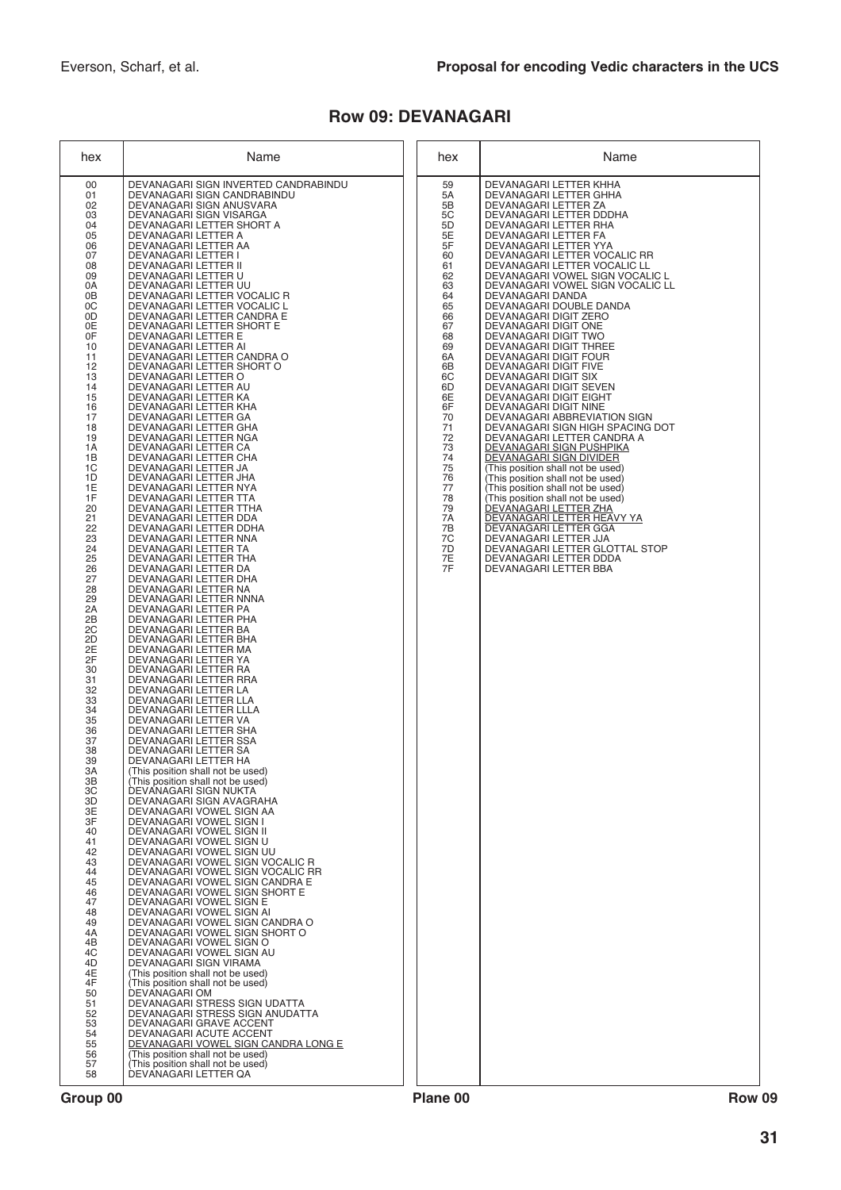## Row 09: DEVANAGARI

| hex | Name |
|---|---|
| 00 | DEVANAGARI SIGN INVERTED CANDRABINDU |
| 01 | DEVANAGARI SIGN CANDRABINDU |
| 02 | DEVANAGARI SIGN ANUSVARA |
| 03 | DEVANAGARI SIGN VISARGA |
| 04 | DEVANAGARI LETTER SHORT A |
| 05 | DEVANAGARI LETTER A |
| 06 | DEVANAGARI LETTER AA |
| 07 | DEVANAGARI LETTER I |
| 08 | DEVANAGARI LETTER II |
| 09 | DEVANAGARI LETTER U |
| 0A | DEVANAGARI LETTER UU |
| 0B | DEVANAGARI LETTER VOCALIC R |
| 0C | DEVANAGARI LETTER VOCALIC L |
| 0D | DEVANAGARI LETTER CANDRA E |
| 0E | DEVANAGARI LETTER SHORT E |
| 0F | DEVANAGARI LETTER E |
| 10 | DEVANAGARI LETTER AI |
| 11 | DEVANAGARI LETTER CANDRA O |
| 12 | DEVANAGARI LETTER SHORT O |
| 13 | DEVANAGARI LETTER O |
| 14 | DEVANAGARI LETTER AU |
| 15 | DEVANAGARI LETTER KA |
| 16 | DEVANAGARI LETTER KHA |
| 17 | DEVANAGARI LETTER GA |
| 18 | DEVANAGARI LETTER GHA |
| 19 | DEVANAGARI LETTER NGA |
| 1A | DEVANAGARI LETTER CA |
| 1B | DEVANAGARI LETTER CHA |
| 1C | DEVANAGARI LETTER JA |
| 1D | DEVANAGARI LETTER JHA |
| 1E | DEVANAGARI LETTER NYA |
| 1F | DEVANAGARI LETTER TTA |
| 20 | DEVANAGARI LETTER TTHA |
| 21 | DEVANAGARI LETTER DDA |
| 22 | DEVANAGARI LETTER DDHA |
| 23 | DEVANAGARI LETTER NNA |
| 24 | DEVANAGARI LETTER TA |
| 25 | DEVANAGARI LETTER THA |
| 26 | DEVANAGARI LETTER DA |
| 27 | DEVANAGARI LETTER DHA |
| 28 | DEVANAGARI LETTER NA |
| 29 | DEVANAGARI LETTER NNNA |
| 2A | DEVANAGARI LETTER PA |
| 2B | DEVANAGARI LETTER PHA |
| 2C | DEVANAGARI LETTER BA |
| 2D | DEVANAGARI LETTER BHA |
| 2E | DEVANAGARI LETTER MA |
| 2F | DEVANAGARI LETTER YA |
| 30 | DEVANAGARI LETTER RA |
| 31 | DEVANAGARI LETTER RRA |
| 32 | DEVANAGARI LETTER LA |
| 33 | DEVANAGARI LETTER LLA |
| 34 | DEVANAGARI LETTER LLLA |
| 35 | DEVANAGARI LETTER VA |
| 36 | DEVANAGARI LETTER SHA |
| 37 | DEVANAGARI LETTER SSA |
| 38 | DEVANAGARI LETTER SA |
| 39 | DEVANAGARI LETTER HA |
| 3A | (This position shall not be used) |
| 3B | (This position shall not be used) |
| 3C | DEVANAGARI SIGN NUKTA |
| 3D | DEVANAGARI SIGN AVAGRAHA |
| 3E | DEVANAGARI VOWEL SIGN AA |
| 3F | DEVANAGARI VOWEL SIGN I |
| 40 | DEVANAGARI VOWEL SIGN II |
| 41 | DEVANAGARI VOWEL SIGN U |
| 42 | DEVANAGARI VOWEL SIGN UU |
| 43 | DEVANAGARI VOWEL SIGN VOCALIC R |
| 44 | DEVANAGARI VOWEL SIGN VOCALIC RR |
| 45 | DEVANAGARI VOWEL SIGN CANDRA E |
| 46 | DEVANAGARI VOWEL SIGN SHORT E |
| 47 | DEVANAGARI VOWEL SIGN E |
| 48 | DEVANAGARI VOWEL SIGN AI |
| 49 | DEVANAGARI VOWEL SIGN CANDRA O |
| 4A | DEVANAGARI VOWEL SIGN SHORT O |
| 4B | DEVANAGARI VOWEL SIGN O |
| 4C | DEVANAGARI VOWEL SIGN AU |
| 4D | DEVANAGARI SIGN VIRAMA |
| 4E | (This position shall not be used) |
| 4F | (This position shall not be used) |
| 50 | DEVANAGARI OM |
| 51 | DEVANAGARI STRESS SIGN UDATTA |
| 52 | DEVANAGARI STRESS SIGN ANUDATTA |
| 53 | DEVANAGARI GRAVE ACCENT |
| 54 | DEVANAGARI ACUTE ACCENT |
| 55 | <u>DEVANAGARI VOWEL SIGN CANDRA LONG E</u> |
| 56 | (This position shall not be used) |
| 57 | (This position shall not be used) |
| 58 | DEVANAGARI LETTER QA |
| 59 | DEVANAGARI LETTER KHHA |
| 5A | DEVANAGARI LETTER GHHA |
| 5B | DEVANAGARI LETTER ZA |
| 5C | DEVANAGARI LETTER DDDHA |
| 5D | DEVANAGARI LETTER RHA |
| 5E | DEVANAGARI LETTER FA |
| 5F | DEVANAGARI LETTER YYA |
| 60 | DEVANAGARI LETTER VOCALIC RR |
| 61 | DEVANAGARI LETTER VOCALIC LL |
| 62 | DEVANAGARI VOWEL SIGN VOCALIC L |
| 63 | DEVANAGARI VOWEL SIGN VOCALIC LL |
| 64 | DEVANAGARI DANDA |
| 65 | DEVANAGARI DOUBLE DANDA |
| 66 | DEVANAGARI DIGIT ZERO |
| 67 | DEVANAGARI DIGIT ONE |
| 68 | DEVANAGARI DIGIT TWO |
| 69 | DEVANAGARI DIGIT THREE |
| 6A | DEVANAGARI DIGIT FOUR |
| 6B | DEVANAGARI DIGIT FIVE |
| 6C | DEVANAGARI DIGIT SIX |
| 6D | DEVANAGARI DIGIT SEVEN |
| 6E | DEVANAGARI DIGIT EIGHT |
| 6F | DEVANAGARI DIGIT NINE |
| 70 | DEVANAGARI ABBREVIATION SIGN |
| 71 | DEVANAGARI SIGN HIGH SPACING DOT |
| 72 | DEVANAGARI LETTER CANDRA A |
| 73 | <u>DEVANAGARI SIGN PUSHPIKA</u> |
| 74 | <u>DEVANAGARI SIGN DIVIDER</u> |
| 75 | (This position shall not be used) |
| 76 | (This position shall not be used) |
| 77 | (This position shall not be used) |
| 78 | (This position shall not be used) |
| 79 | <u>DEVANAGARI LETTER ZHA</u> |
| 7A | <u>DEVANAGARI LETTER HEAVY YA</u> |
| 7B | DEVANAGARI LETTER GGA |
| 7C | DEVANAGARI LETTER JJA |
| 7D | DEVANAGARI LETTER GLOTTAL STOP |
| 7E | DEVANAGARI LETTER DDDA |
| 7F | DEVANAGARI LETTER BBA |

Group 00 | Plane 00 | Row 09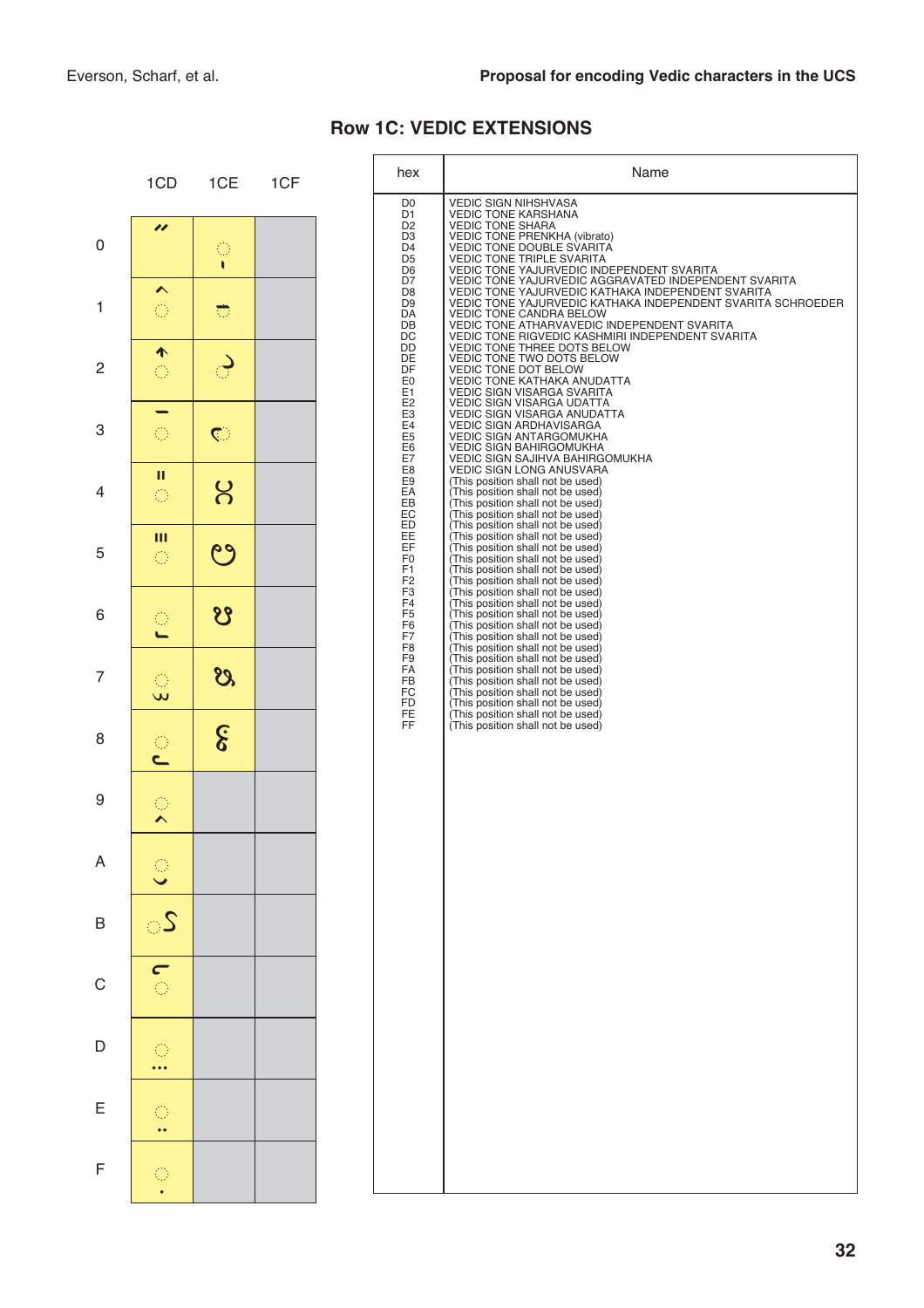## Row 1C: VEDIC EXTENSIONS

| hex | Name |
|---|---|
| D0 | VEDIC SIGN NIHSHVASA |
| D1 | VEDIC TONE KARSHANA |
| D2 | VEDIC TONE SHARA |
| D3 | VEDIC TONE PRENKHA (vibrato) |
| D4 | VEDIC TONE DOUBLE SVARITA |
| D5 | VEDIC TONE TRIPLE SVARITA |
| D6 | VEDIC TONE YAJURVEDIC INDEPENDENT SVARITA |
| D7 | VEDIC TONE YAJURVEDIC AGGRAVATED INDEPENDENT SVARITA |
| D8 | VEDIC TONE YAJURVEDIC KATHAKA INDEPENDENT SVARITA |
| D9 | VEDIC TONE YAJURVEDIC KATHAKA INDEPENDENT SVARITA SCHROEDER |
| DA | VEDIC TONE CANDRA BELOW |
| DB | VEDIC TONE ATHARVAVEDIC INDEPENDENT SVARITA |
| DC | VEDIC TONE RIGVEDIC KASHMIRI INDEPENDENT SVARITA |
| DD | VEDIC TONE THREE DOTS BELOW |
| DE | VEDIC TONE TWO DOTS BELOW |
| DF | VEDIC TONE DOT BELOW |
| E0 | VEDIC TONE KATHAKA ANUDATTA |
| E1 | VEDIC SIGN VISARGA SVARITA |
| E2 | VEDIC SIGN VISARGA UDATTA |
| E3 | VEDIC SIGN VISARGA ANUDATTA |
| E4 | VEDIC SIGN ARDHAVISARGA |
| E5 | VEDIC SIGN ANTARGOMUKHA |
| E6 | VEDIC SIGN BAHIRGOMUKHA |
| E7 | VEDIC SIGN SAJIHVA BAHIRGOMUKHA |
| E8 | VEDIC SIGN LONG ANUSVARA |
| E9 | (This position shall not be used) |
| EA | (This position shall not be used) |
| EB | (This position shall not be used) |
| EC | (This position shall not be used) |
| ED | (This position shall not be used) |
| EE | (This position shall not be used) |
| EF | (This position shall not be used) |
| F0 | (This position shall not be used) |
| F1 | (This position shall not be used) |
| F2 | (This position shall not be used) |
| F3 | (This position shall not be used) |
| F4 | (This position shall not be used) |
| F5 | (This position shall not be used) |
| F6 | (This position shall not be used) |
| F7 | (This position shall not be used) |
| F8 | (This position shall not be used) |
| F9 | (This position shall not be used) |
| FA | (This position shall not be used) |
| FB | (This position shall not be used) |
| FC | (This position shall not be used) |
| FD | (This position shall not be used) |
| FE | (This position shall not be used) |
| FF | (This position shall not be used) |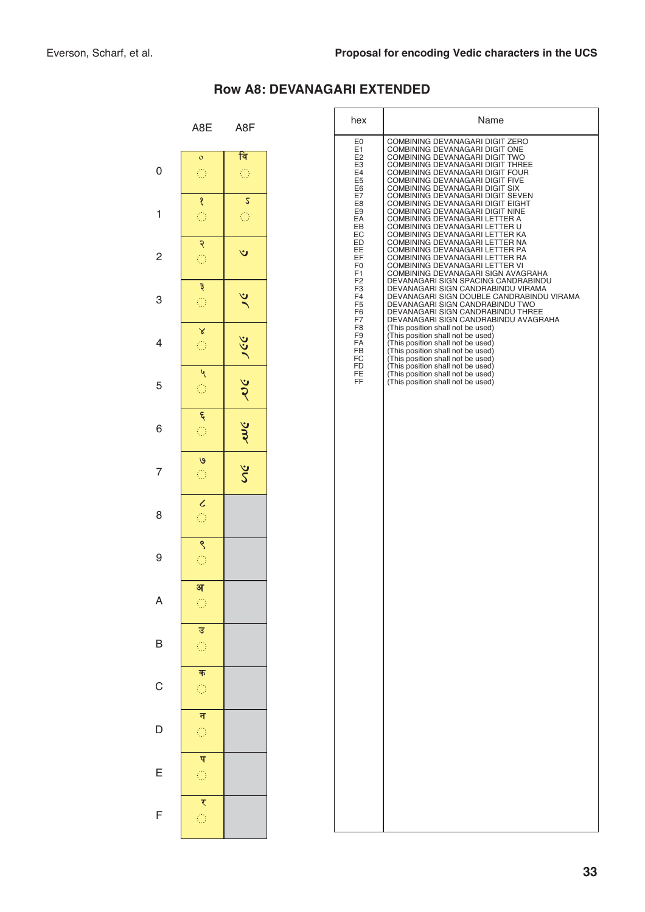## Row A8: DEVANAGARI EXTENDED

| | A8E | A8F |
|---|---|---|
| 0 | ꣠ | ꣰ |
| 1 | ꣡ | ꣱ |
| 2 | ꣢ | ꣲ |
| 3 | ꣣ | ꣳ |
| 4 | ꣤ | ꣴ |
| 5 | ꣥ | ꣵ |
| 6 | ꣦ | ꣶ |
| 7 | ꣧ | ꣷ |
| 8 | ꣨ | |
| 9 | ꣩ | |
| A | ꣪ | |
| B | ꣫ | |
| C | ꣬ | |
| D | ꣭ | |
| E | ꣮ | |
| F | ꣯ | |

| hex | Name |
|---|---|
| E0 | COMBINING DEVANAGARI DIGIT ZERO |
| E1 | COMBINING DEVANAGARI DIGIT ONE |
| E2 | COMBINING DEVANAGARI DIGIT TWO |
| E3 | COMBINING DEVANAGARI DIGIT THREE |
| E4 | COMBINING DEVANAGARI DIGIT FOUR |
| E5 | COMBINING DEVANAGARI DIGIT FIVE |
| E6 | COMBINING DEVANAGARI DIGIT SIX |
| E7 | COMBINING DEVANAGARI DIGIT SEVEN |
| E8 | COMBINING DEVANAGARI DIGIT EIGHT |
| E9 | COMBINING DEVANAGARI DIGIT NINE |
| EA | COMBINING DEVANAGARI LETTER A |
| EB | COMBINING DEVANAGARI LETTER U |
| EC | COMBINING DEVANAGARI LETTER KA |
| ED | COMBINING DEVANAGARI LETTER NA |
| EE | COMBINING DEVANAGARI LETTER PA |
| EF | COMBINING DEVANAGARI LETTER RA |
| F0 | COMBINING DEVANAGARI LETTER VI |
| F1 | COMBINING DEVANAGARI SIGN AVAGRAHA |
| F2 | DEVANAGARI SIGN SPACING CANDRABINDU |
| F3 | DEVANAGARI SIGN CANDRABINDU VIRAMA |
| F4 | DEVANAGARI SIGN DOUBLE CANDRABINDU VIRAMA |
| F5 | DEVANAGARI SIGN CANDRABINDU TWO |
| F6 | DEVANAGARI SIGN CANDRABINDU THREE |
| F7 | DEVANAGARI SIGN CANDRABINDU AVAGRAHA |
| F8 | (This position shall not be used) |
| F9 | (This position shall not be used) |
| FA | (This position shall not be used) |
| FB | (This position shall not be used) |
| FC | (This position shall not be used) |
| FD | (This position shall not be used) |
| FE | (This position shall not be used) |
| FF | (This position shall not be used) |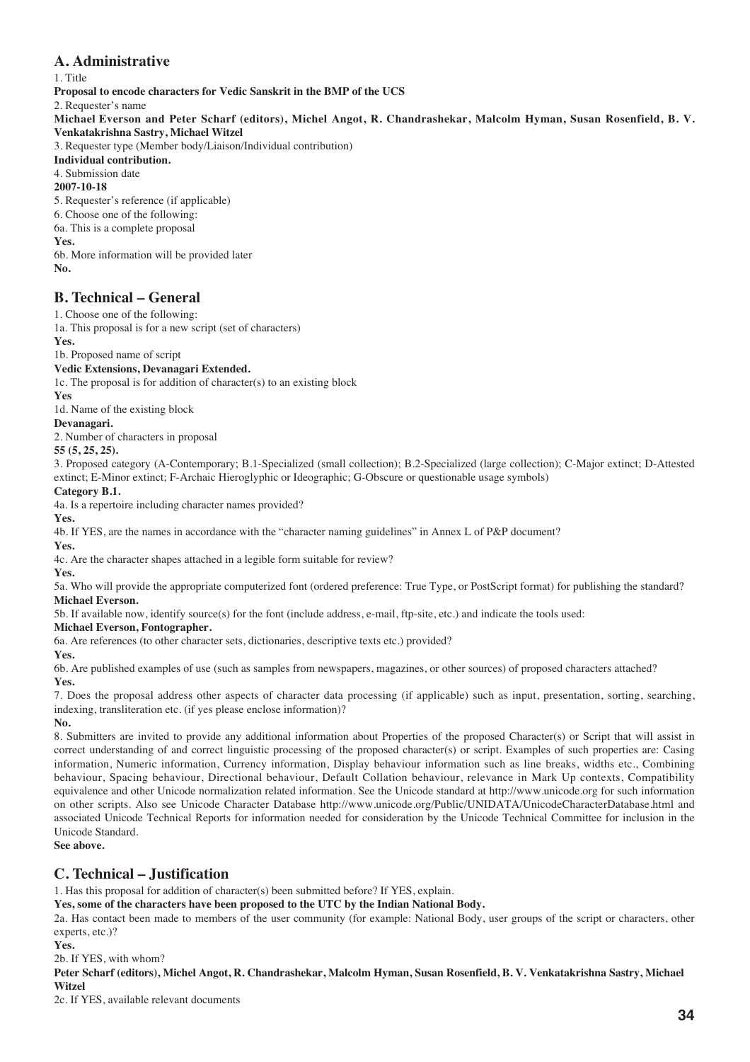## A. Administrative

1. Title

**Proposal to encode characters for Vedic Sanskrit in the BMP of the UCS**

2. Requester's name

**Michael Everson and Peter Scharf (editors), Michel Angot, R. Chandrashekar, Malcolm Hyman, Susan Rosenfield, B. V. Venkatakrishna Sastry, Michael Witzel**

3. Requester type (Member body/Liaison/Individual contribution)

**Individual contribution.**

4. Submission date

**2007-10-18**

5. Requester's reference (if applicable)

6. Choose one of the following:

6a. This is a complete proposal

**Yes.**

6b. More information will be provided later

**No.**

## B. Technical – General

1. Choose one of the following:

1a. This proposal is for a new script (set of characters)

**Yes.**

1b. Proposed name of script

**Vedic Extensions, Devanagari Extended.**

1c. The proposal is for addition of character(s) to an existing block

**Yes**

1d. Name of the existing block

**Devanagari.**

2. Number of characters in proposal

**55 (5, 25, 25).**

3. Proposed category (A-Contemporary; B.1-Specialized (small collection); B.2-Specialized (large collection); C-Major extinct; D-Attested extinct; E-Minor extinct; F-Archaic Hieroglyphic or Ideographic; G-Obscure or questionable usage symbols)

**Category B.1.**

4a. Is a repertoire including character names provided?

**Yes.**

4b. If YES, are the names in accordance with the "character naming guidelines" in Annex L of P&P document?

**Yes.**

4c. Are the character shapes attached in a legible form suitable for review?

**Yes.**

5a. Who will provide the appropriate computerized font (ordered preference: True Type, or PostScript format) for publishing the standard?

**Michael Everson.**

5b. If available now, identify source(s) for the font (include address, e-mail, ftp-site, etc.) and indicate the tools used:

**Michael Everson, Fontographer.**

6a. Are references (to other character sets, dictionaries, descriptive texts etc.) provided?

**Yes.**

6b. Are published examples of use (such as samples from newspapers, magazines, or other sources) of proposed characters attached?

**Yes.**

7. Does the proposal address other aspects of character data processing (if applicable) such as input, presentation, sorting, searching, indexing, transliteration etc. (if yes please enclose information)?

**No.**

8. Submitters are invited to provide any additional information about Properties of the proposed Character(s) or Script that will assist in correct understanding of and correct linguistic processing of the proposed character(s) or script. Examples of such properties are: Casing information, Numeric information, Currency information, Display behaviour information such as line breaks, widths etc., Combining behaviour, Spacing behaviour, Directional behaviour, Default Collation behaviour, relevance in Mark Up contexts, Compatibility equivalence and other Unicode normalization related information. See the Unicode standard at http://www.unicode.org for such information on other scripts. Also see Unicode Character Database http://www.unicode.org/Public/UNIDATA/UnicodeCharacterDatabase.html and associated Unicode Technical Reports for information needed for consideration by the Unicode Technical Committee for inclusion in the Unicode Standard.

**See above.**

## C. Technical – Justification

1. Has this proposal for addition of character(s) been submitted before? If YES, explain.

**Yes, some of the characters have been proposed to the UTC by the Indian National Body.**

2a. Has contact been made to members of the user community (for example: National Body, user groups of the script or characters, other experts, etc.)?

**Yes.**

2b. If YES, with whom?

**Peter Scharf (editors), Michel Angot, R. Chandrashekar, Malcolm Hyman, Susan Rosenfield, B. V. Venkatakrishna Sastry, Michael Witzel**

2c. If YES, available relevant documents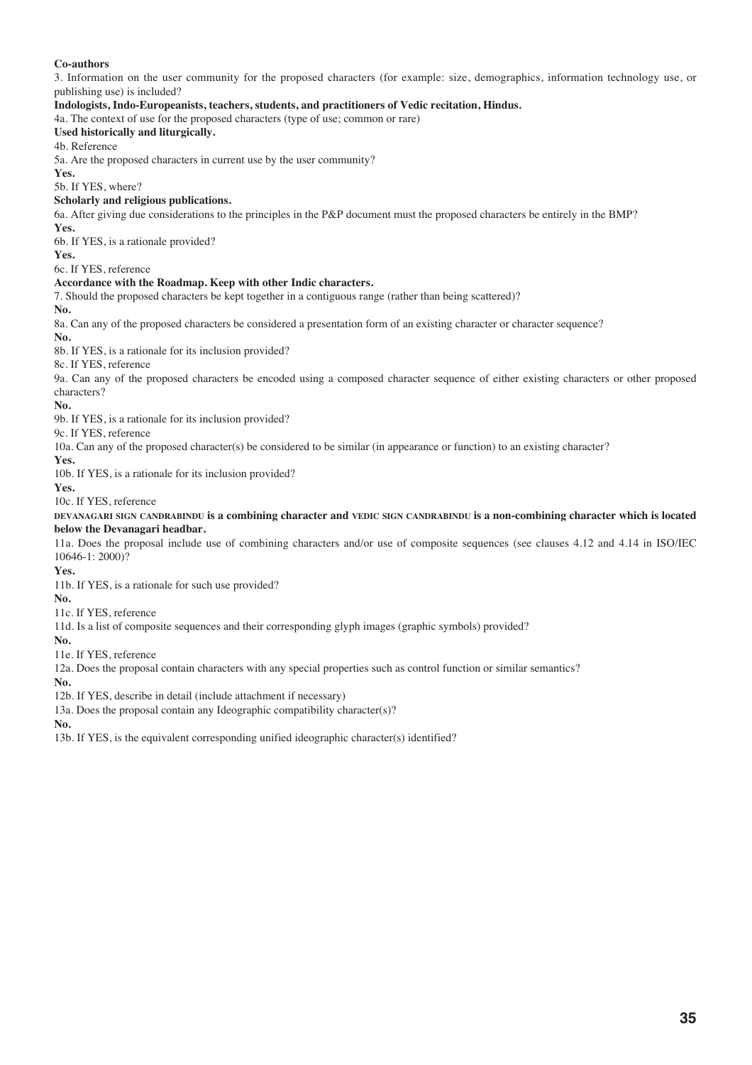**Co-authors**

3. Information on the user community for the proposed characters (for example: size, demographics, information technology use, or publishing use) is included?

**Indologists, Indo-Europeanists, teachers, students, and practitioners of Vedic recitation, Hindus.**

4a. The context of use for the proposed characters (type of use; common or rare)

**Used historically and liturgically.**

4b. Reference

5a. Are the proposed characters in current use by the user community?

**Yes.**

5b. If YES, where?

**Scholarly and religious publications.**

6a. After giving due considerations to the principles in the P&P document must the proposed characters be entirely in the BMP?

**Yes.**

6b. If YES, is a rationale provided?

**Yes.**

6c. If YES, reference

**Accordance with the Roadmap. Keep with other Indic characters.**

7. Should the proposed characters be kept together in a contiguous range (rather than being scattered)?

**No.**

8a. Can any of the proposed characters be considered a presentation form of an existing character or character sequence?

**No.**

8b. If YES, is a rationale for its inclusion provided?

8c. If YES, reference

9a. Can any of the proposed characters be encoded using a composed character sequence of either existing characters or other proposed characters?

**No.**

9b. If YES, is a rationale for its inclusion provided?

9c. If YES, reference

10a. Can any of the proposed character(s) be considered to be similar (in appearance or function) to an existing character?

**Yes.**

10b. If YES, is a rationale for its inclusion provided?

**Yes.**

10c. If YES, reference

**DEVANAGARI SIGN CANDRABINDU is a combining character and VEDIC SIGN CANDRABINDU is a non-combining character which is located below the Devanagari headbar.**

11a. Does the proposal include use of combining characters and/or use of composite sequences (see clauses 4.12 and 4.14 in ISO/IEC 10646-1: 2000)?

**Yes.**

11b. If YES, is a rationale for such use provided?

**No.**

11c. If YES, reference

11d. Is a list of composite sequences and their corresponding glyph images (graphic symbols) provided?

**No.**

11e. If YES, reference

12a. Does the proposal contain characters with any special properties such as control function or similar semantics?

**No.**

12b. If YES, describe in detail (include attachment if necessary)

13a. Does the proposal contain any Ideographic compatibility character(s)?

**No.**

13b. If YES, is the equivalent corresponding unified ideographic character(s) identified?